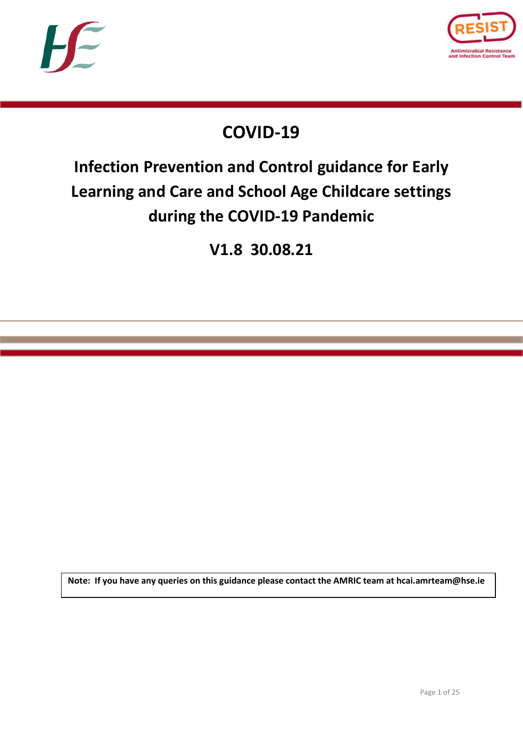# COVID-19

## Infection Prevention and Control guidance for Early Learning and Care and School Age Childcare settings during the COVID-19 Pandemic

## V1.8 30.08.21

**Note: If you have any queries on this guidance please contact the AMRIC team at hcai.amrteam@hse.ie**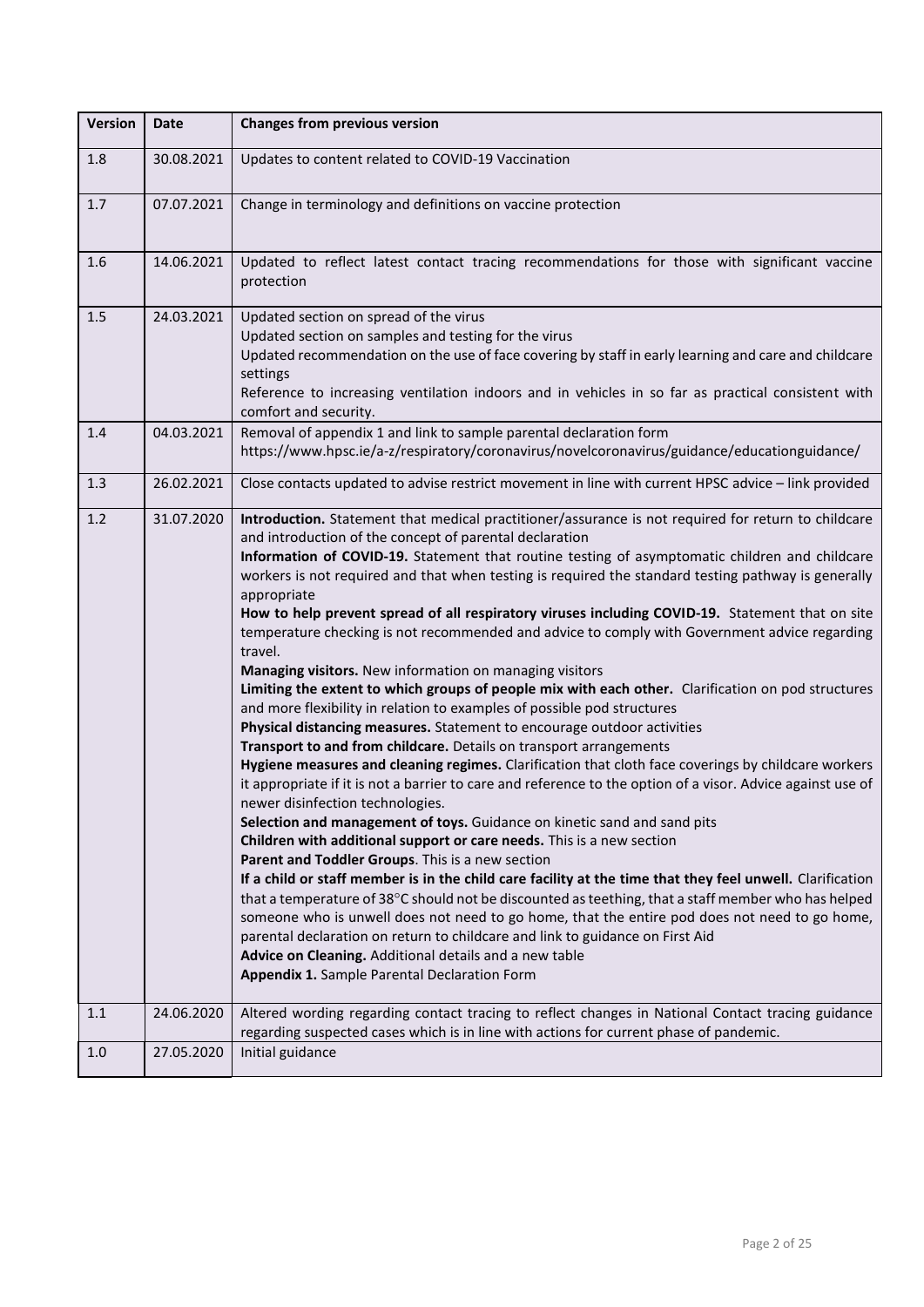| Version | Date | Changes from previous version |
|---|---|---|
| 1.8 | 30.08.2021 | Updates to content related to COVID-19 Vaccination |
| 1.7 | 07.07.2021 | Change in terminology and definitions on vaccine protection |
| 1.6 | 14.06.2021 | Updated to reflect latest contact tracing recommendations for those with significant vaccine protection |
| 1.5 | 24.03.2021 | Updated section on spread of the virus<br>Updated section on samples and testing for the virus<br>Updated recommendation on the use of face covering by staff in early learning and care and childcare settings<br>Reference to increasing ventilation indoors and in vehicles in so far as practical consistent with comfort and security. |
| 1.4 | 04.03.2021 | Removal of appendix 1 and link to sample parental declaration form https://www.hpsc.ie/a-z/respiratory/coronavirus/novelcoronavirus/guidance/educationguidance/ |
| 1.3 | 26.02.2021 | Close contacts updated to advise restrict movement in line with current HPSC advice – link provided |
| 1.2 | 31.07.2020 | **Introduction.** Statement that medical practitioner/assurance is not required for return to childcare and introduction of the concept of parental declaration<br>**Information of COVID-19.** Statement that routine testing of asymptomatic children and childcare workers is not required and that when testing is required the standard testing pathway is generally appropriate<br>**How to help prevent spread of all respiratory viruses including COVID-19.** Statement that on site temperature checking is not recommended and advice to comply with Government advice regarding travel.<br>**Managing visitors.** New information on managing visitors<br>**Limiting the extent to which groups of people mix with each other.** Clarification on pod structures and more flexibility in relation to examples of possible pod structures<br>**Physical distancing measures.** Statement to encourage outdoor activities<br>**Transport to and from childcare.** Details on transport arrangements<br>**Hygiene measures and cleaning regimes.** Clarification that cloth face coverings by childcare workers it appropriate if it is not a barrier to care and reference to the option of a visor. Advice against use of newer disinfection technologies.<br>**Selection and management of toys.** Guidance on kinetic sand and sand pits<br>**Children with additional support or care needs.** This is a new section<br>**Parent and Toddler Groups**. This is a new section<br>**If a child or staff member is in the child care facility at the time that they feel unwell.** Clarification that a temperature of 38°C should not be discounted as teething, that a staff member who has helped someone who is unwell does not need to go home, that the entire pod does not need to go home, parental declaration on return to childcare and link to guidance on First Aid<br>**Advice on Cleaning.** Additional details and a new table<br>**Appendix 1.** Sample Parental Declaration Form |
| 1.1 | 24.06.2020 | Altered wording regarding contact tracing to reflect changes in National Contact tracing guidance regarding suspected cases which is in line with actions for current phase of pandemic. |
| 1.0 | 27.05.2020 | Initial guidance |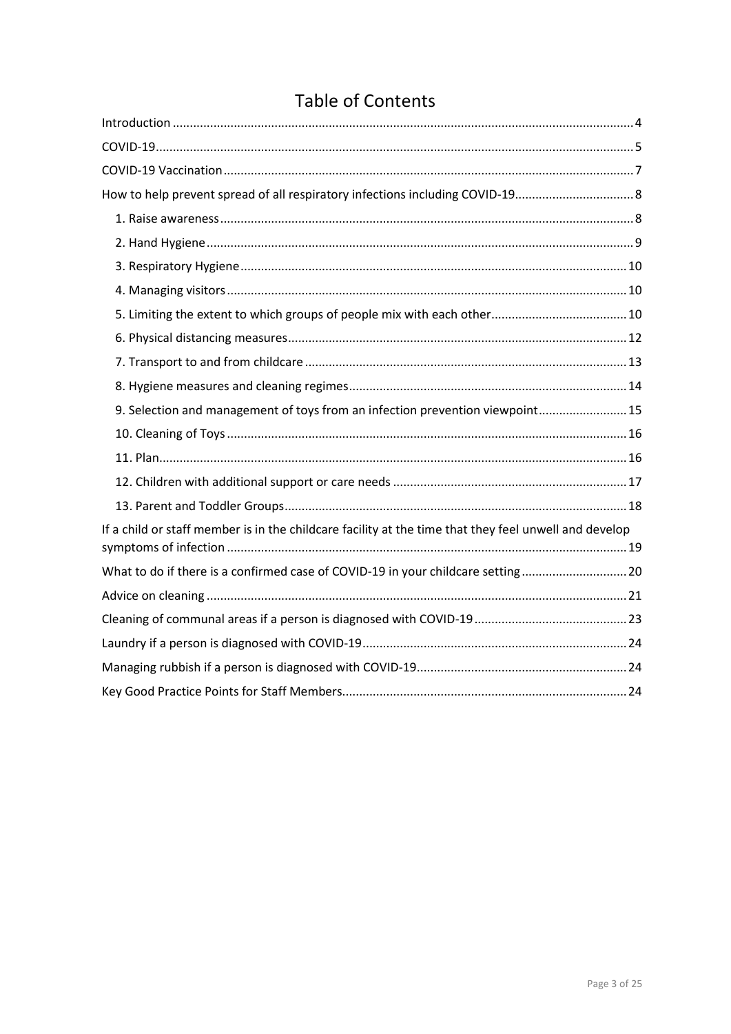# Table of Contents

- Introduction ........ 4
- COVID-19 ........ 5
- COVID-19 Vaccination ........ 7
- How to help prevent spread of all respiratory infections including COVID-19 ........ 8
  - 1. Raise awareness ........ 8
  - 2. Hand Hygiene ........ 9
  - 3. Respiratory Hygiene ........ 10
  - 4. Managing visitors ........ 10
  - 5. Limiting the extent to which groups of people mix with each other ........ 10
  - 6. Physical distancing measures ........ 12
  - 7. Transport to and from childcare ........ 13
  - 8. Hygiene measures and cleaning regimes ........ 14
  - 9. Selection and management of toys from an infection prevention viewpoint ........ 15
  - 10. Cleaning of Toys ........ 16
  - 11. Plan ........ 16
  - 12. Children with additional support or care needs ........ 17
  - 13. Parent and Toddler Groups ........ 18
- If a child or staff member is in the childcare facility at the time that they feel unwell and develop symptoms of infection ........ 19
- What to do if there is a confirmed case of COVID-19 in your childcare setting ........ 20
- Advice on cleaning ........ 21
- Cleaning of communal areas if a person is diagnosed with COVID-19 ........ 23
- Laundry if a person is diagnosed with COVID-19 ........ 24
- Managing rubbish if a person is diagnosed with COVID-19 ........ 24
- Key Good Practice Points for Staff Members ........ 24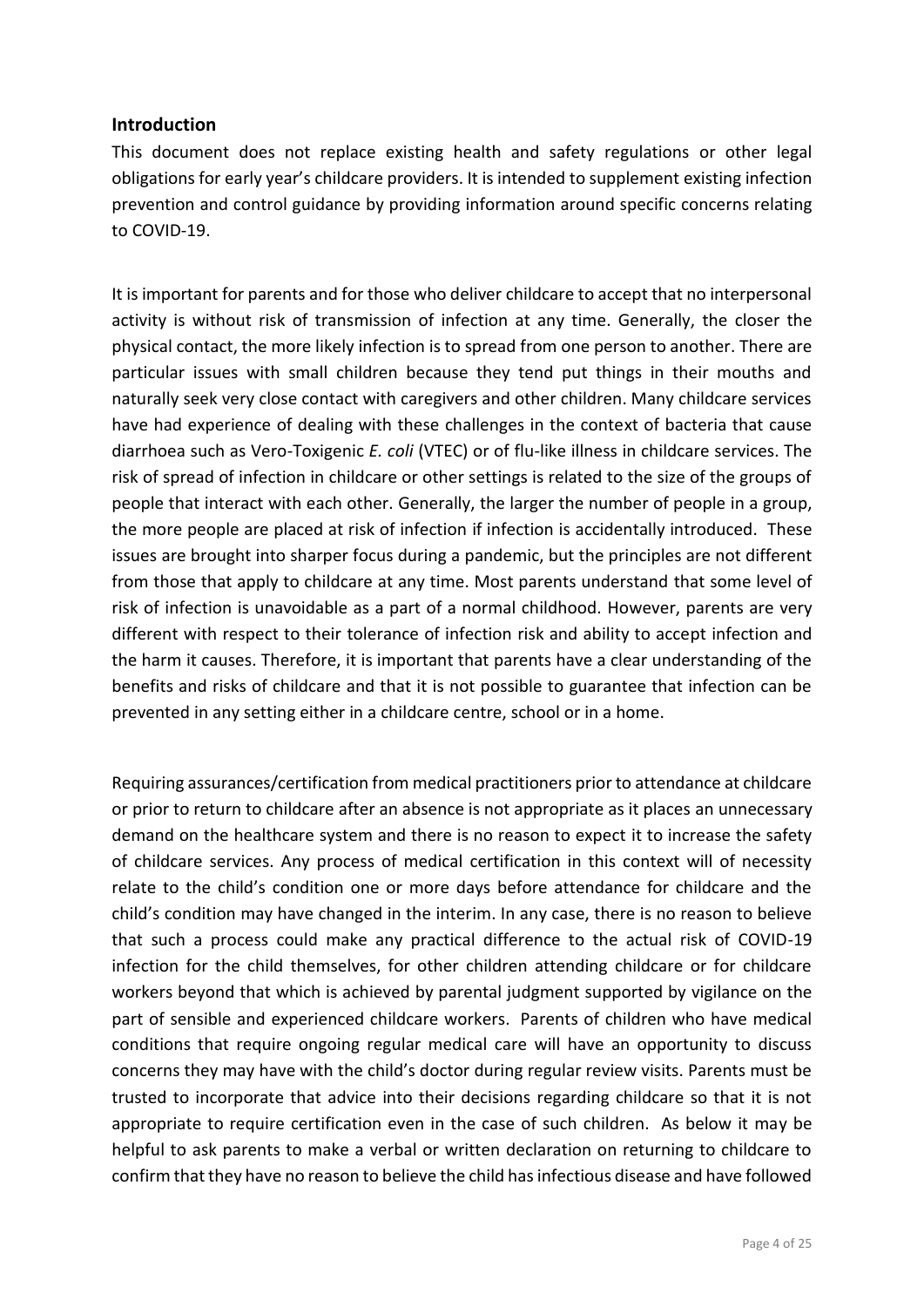## Introduction

This document does not replace existing health and safety regulations or other legal obligations for early year's childcare providers. It is intended to supplement existing infection prevention and control guidance by providing information around specific concerns relating to COVID-19.

It is important for parents and for those who deliver childcare to accept that no interpersonal activity is without risk of transmission of infection at any time. Generally, the closer the physical contact, the more likely infection is to spread from one person to another. There are particular issues with small children because they tend put things in their mouths and naturally seek very close contact with caregivers and other children. Many childcare services have had experience of dealing with these challenges in the context of bacteria that cause diarrhoea such as Vero-Toxigenic *E. coli* (VTEC) or of flu-like illness in childcare services. The risk of spread of infection in childcare or other settings is related to the size of the groups of people that interact with each other. Generally, the larger the number of people in a group, the more people are placed at risk of infection if infection is accidentally introduced. These issues are brought into sharper focus during a pandemic, but the principles are not different from those that apply to childcare at any time. Most parents understand that some level of risk of infection is unavoidable as a part of a normal childhood. However, parents are very different with respect to their tolerance of infection risk and ability to accept infection and the harm it causes. Therefore, it is important that parents have a clear understanding of the benefits and risks of childcare and that it is not possible to guarantee that infection can be prevented in any setting either in a childcare centre, school or in a home.

Requiring assurances/certification from medical practitioners prior to attendance at childcare or prior to return to childcare after an absence is not appropriate as it places an unnecessary demand on the healthcare system and there is no reason to expect it to increase the safety of childcare services. Any process of medical certification in this context will of necessity relate to the child's condition one or more days before attendance for childcare and the child's condition may have changed in the interim. In any case, there is no reason to believe that such a process could make any practical difference to the actual risk of COVID-19 infection for the child themselves, for other children attending childcare or for childcare workers beyond that which is achieved by parental judgment supported by vigilance on the part of sensible and experienced childcare workers. Parents of children who have medical conditions that require ongoing regular medical care will have an opportunity to discuss concerns they may have with the child's doctor during regular review visits. Parents must be trusted to incorporate that advice into their decisions regarding childcare so that it is not appropriate to require certification even in the case of such children. As below it may be helpful to ask parents to make a verbal or written declaration on returning to childcare to confirm that they have no reason to believe the child has infectious disease and have followed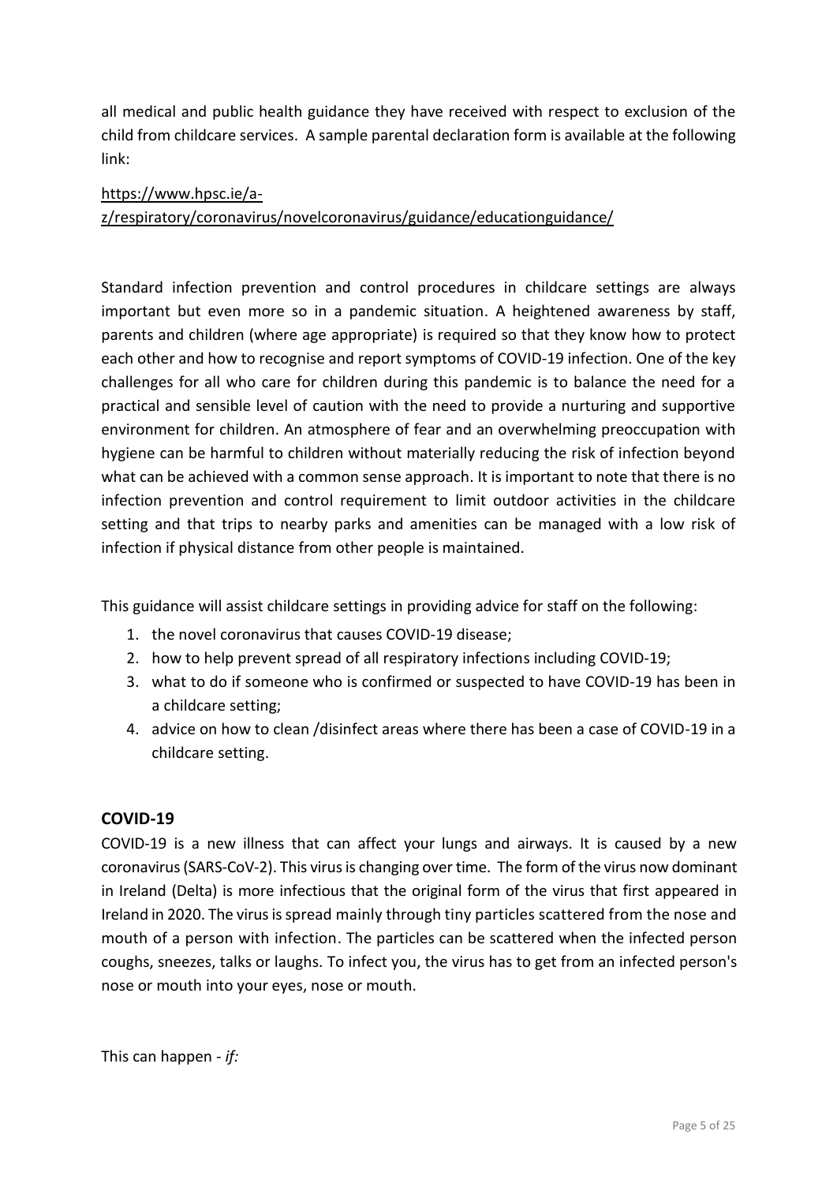all medical and public health guidance they have received with respect to exclusion of the child from childcare services. A sample parental declaration form is available at the following link:

https://www.hpsc.ie/a-z/respiratory/coronavirus/novelcoronavirus/guidance/educationguidance/

Standard infection prevention and control procedures in childcare settings are always important but even more so in a pandemic situation. A heightened awareness by staff, parents and children (where age appropriate) is required so that they know how to protect each other and how to recognise and report symptoms of COVID-19 infection. One of the key challenges for all who care for children during this pandemic is to balance the need for a practical and sensible level of caution with the need to provide a nurturing and supportive environment for children. An atmosphere of fear and an overwhelming preoccupation with hygiene can be harmful to children without materially reducing the risk of infection beyond what can be achieved with a common sense approach. It is important to note that there is no infection prevention and control requirement to limit outdoor activities in the childcare setting and that trips to nearby parks and amenities can be managed with a low risk of infection if physical distance from other people is maintained.

This guidance will assist childcare settings in providing advice for staff on the following:

1. the novel coronavirus that causes COVID-19 disease;
2. how to help prevent spread of all respiratory infections including COVID-19;
3. what to do if someone who is confirmed or suspected to have COVID-19 has been in a childcare setting;
4. advice on how to clean /disinfect areas where there has been a case of COVID-19 in a childcare setting.

## COVID-19

COVID-19 is a new illness that can affect your lungs and airways. It is caused by a new coronavirus (SARS-CoV-2). This virus is changing over time. The form of the virus now dominant in Ireland (Delta) is more infectious that the original form of the virus that first appeared in Ireland in 2020. The virus is spread mainly through tiny particles scattered from the nose and mouth of a person with infection. The particles can be scattered when the infected person coughs, sneezes, talks or laughs. To infect you, the virus has to get from an infected person's nose or mouth into your eyes, nose or mouth.

This can happen - *if:*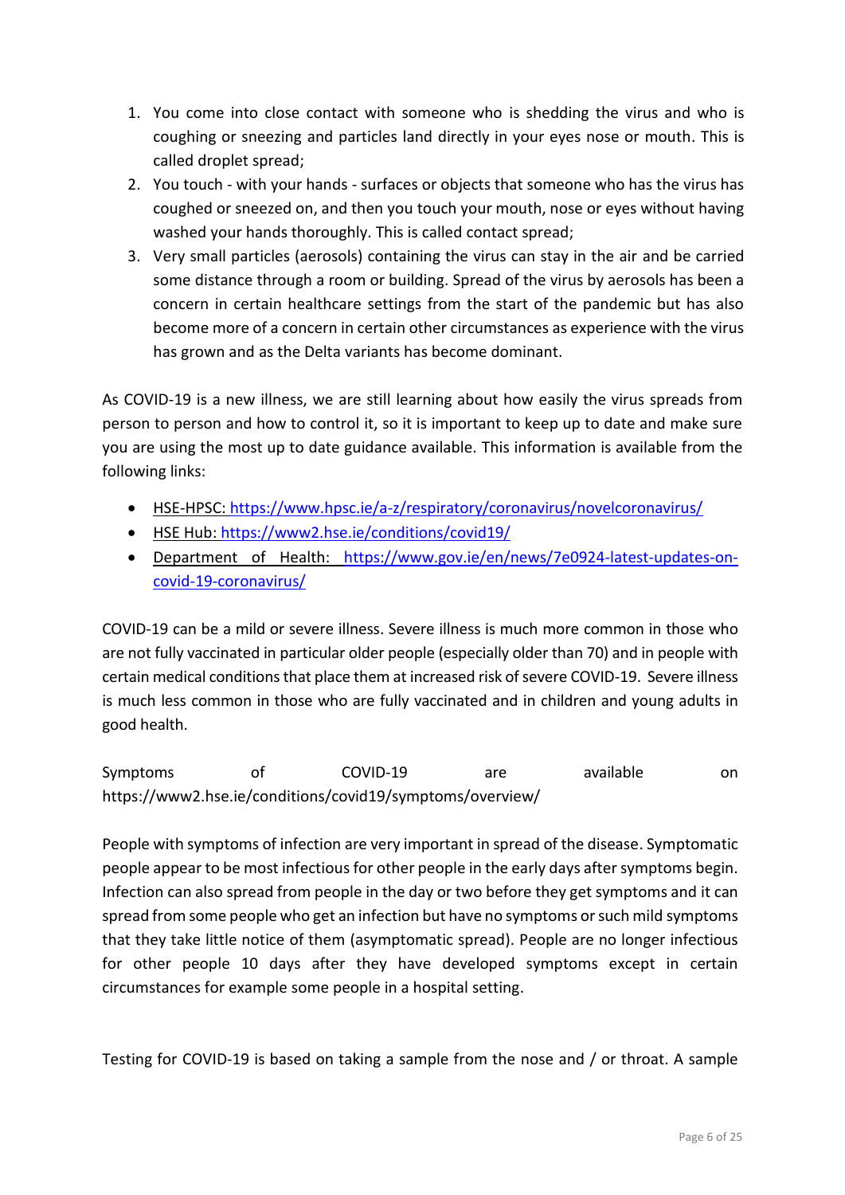1. You come into close contact with someone who is shedding the virus and who is coughing or sneezing and particles land directly in your eyes nose or mouth. This is called droplet spread;
2. You touch - with your hands - surfaces or objects that someone who has the virus has coughed or sneezed on, and then you touch your mouth, nose or eyes without having washed your hands thoroughly. This is called contact spread;
3. Very small particles (aerosols) containing the virus can stay in the air and be carried some distance through a room or building. Spread of the virus by aerosols has been a concern in certain healthcare settings from the start of the pandemic but has also become more of a concern in certain other circumstances as experience with the virus has grown and as the Delta variants has become dominant.

As COVID-19 is a new illness, we are still learning about how easily the virus spreads from person to person and how to control it, so it is important to keep up to date and make sure you are using the most up to date guidance available. This information is available from the following links:

- HSE-HPSC: https://www.hpsc.ie/a-z/respiratory/coronavirus/novelcoronavirus/
- HSE Hub: https://www2.hse.ie/conditions/covid19/
- Department of Health: https://www.gov.ie/en/news/7e0924-latest-updates-on-covid-19-coronavirus/

COVID-19 can be a mild or severe illness. Severe illness is much more common in those who are not fully vaccinated in particular older people (especially older than 70) and in people with certain medical conditions that place them at increased risk of severe COVID-19. Severe illness is much less common in those who are fully vaccinated and in children and young adults in good health.

Symptoms of COVID-19 are available on https://www2.hse.ie/conditions/covid19/symptoms/overview/

People with symptoms of infection are very important in spread of the disease. Symptomatic people appear to be most infectious for other people in the early days after symptoms begin. Infection can also spread from people in the day or two before they get symptoms and it can spread from some people who get an infection but have no symptoms or such mild symptoms that they take little notice of them (asymptomatic spread). People are no longer infectious for other people 10 days after they have developed symptoms except in certain circumstances for example some people in a hospital setting.

Testing for COVID-19 is based on taking a sample from the nose and / or throat. A sample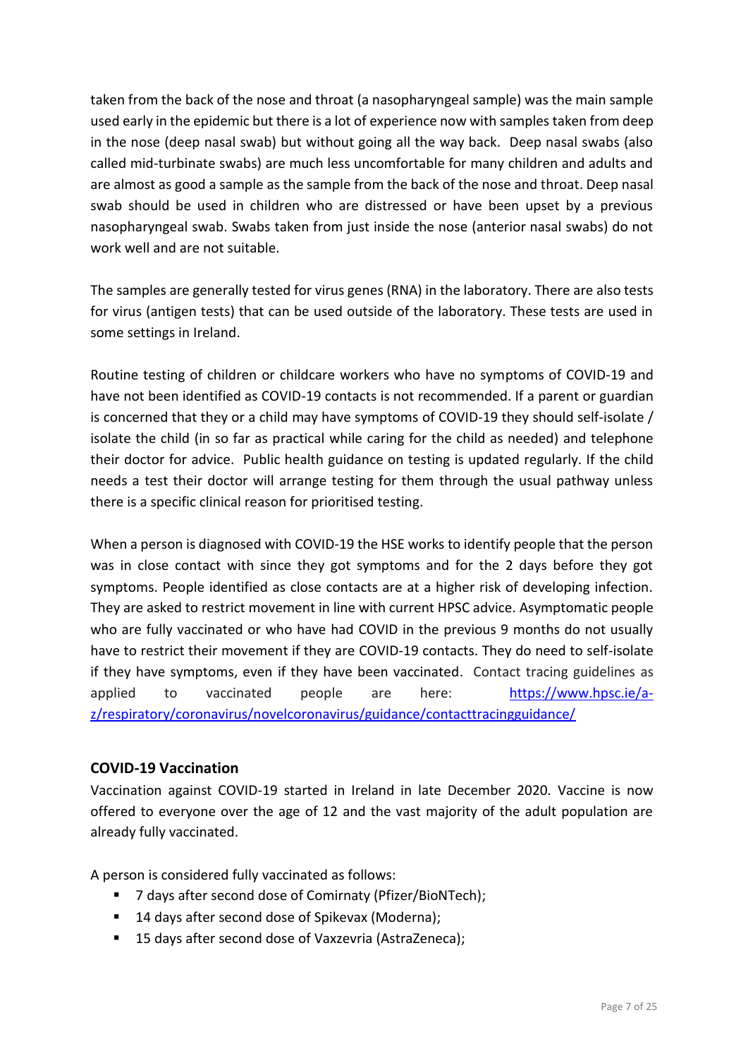taken from the back of the nose and throat (a nasopharyngeal sample) was the main sample used early in the epidemic but there is a lot of experience now with samples taken from deep in the nose (deep nasal swab) but without going all the way back. Deep nasal swabs (also called mid-turbinate swabs) are much less uncomfortable for many children and adults and are almost as good a sample as the sample from the back of the nose and throat. Deep nasal swab should be used in children who are distressed or have been upset by a previous nasopharyngeal swab. Swabs taken from just inside the nose (anterior nasal swabs) do not work well and are not suitable.

The samples are generally tested for virus genes (RNA) in the laboratory. There are also tests for virus (antigen tests) that can be used outside of the laboratory. These tests are used in some settings in Ireland.

Routine testing of children or childcare workers who have no symptoms of COVID-19 and have not been identified as COVID-19 contacts is not recommended. If a parent or guardian is concerned that they or a child may have symptoms of COVID-19 they should self-isolate / isolate the child (in so far as practical while caring for the child as needed) and telephone their doctor for advice. Public health guidance on testing is updated regularly. If the child needs a test their doctor will arrange testing for them through the usual pathway unless there is a specific clinical reason for prioritised testing.

When a person is diagnosed with COVID-19 the HSE works to identify people that the person was in close contact with since they got symptoms and for the 2 days before they got symptoms. People identified as close contacts are at a higher risk of developing infection. They are asked to restrict movement in line with current HPSC advice. Asymptomatic people who are fully vaccinated or who have had COVID in the previous 9 months do not usually have to restrict their movement if they are COVID-19 contacts. They do need to self-isolate if they have symptoms, even if they have been vaccinated. Contact tracing guidelines as applied to vaccinated people are here: [https://www.hpsc.ie/a-z/respiratory/coronavirus/novelcoronavirus/guidance/contacttracingguidance/](https://www.hpsc.ie/a-z/respiratory/coronavirus/novelcoronavirus/guidance/contacttracingguidance/)

## COVID-19 Vaccination

Vaccination against COVID-19 started in Ireland in late December 2020. Vaccine is now offered to everyone over the age of 12 and the vast majority of the adult population are already fully vaccinated.

A person is considered fully vaccinated as follows:

- 7 days after second dose of Comirnaty (Pfizer/BioNTech);
- 14 days after second dose of Spikevax (Moderna);
- 15 days after second dose of Vaxzevria (AstraZeneca);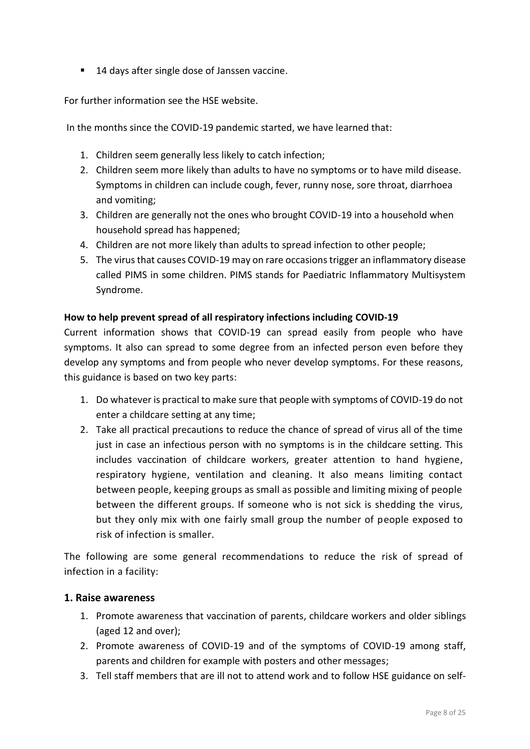- 14 days after single dose of Janssen vaccine.

For further information see the HSE website.

In the months since the COVID-19 pandemic started, we have learned that:

1. Children seem generally less likely to catch infection;
2. Children seem more likely than adults to have no symptoms or to have mild disease. Symptoms in children can include cough, fever, runny nose, sore throat, diarrhoea and vomiting;
3. Children are generally not the ones who brought COVID-19 into a household when household spread has happened;
4. Children are not more likely than adults to spread infection to other people;
5. The virus that causes COVID-19 may on rare occasions trigger an inflammatory disease called PIMS in some children. PIMS stands for Paediatric Inflammatory Multisystem Syndrome.

**How to help prevent spread of all respiratory infections including COVID-19**

Current information shows that COVID-19 can spread easily from people who have symptoms. It also can spread to some degree from an infected person even before they develop any symptoms and from people who never develop symptoms. For these reasons, this guidance is based on two key parts:

1. Do whatever is practical to make sure that people with symptoms of COVID-19 do not enter a childcare setting at any time;
2. Take all practical precautions to reduce the chance of spread of virus all of the time just in case an infectious person with no symptoms is in the childcare setting. This includes vaccination of childcare workers, greater attention to hand hygiene, respiratory hygiene, ventilation and cleaning. It also means limiting contact between people, keeping groups as small as possible and limiting mixing of people between the different groups. If someone who is not sick is shedding the virus, but they only mix with one fairly small group the number of people exposed to risk of infection is smaller.

The following are some general recommendations to reduce the risk of spread of infection in a facility:

## 1. Raise awareness

1. Promote awareness that vaccination of parents, childcare workers and older siblings (aged 12 and over);
2. Promote awareness of COVID-19 and of the symptoms of COVID-19 among staff, parents and children for example with posters and other messages;
3. Tell staff members that are ill not to attend work and to follow HSE guidance on self-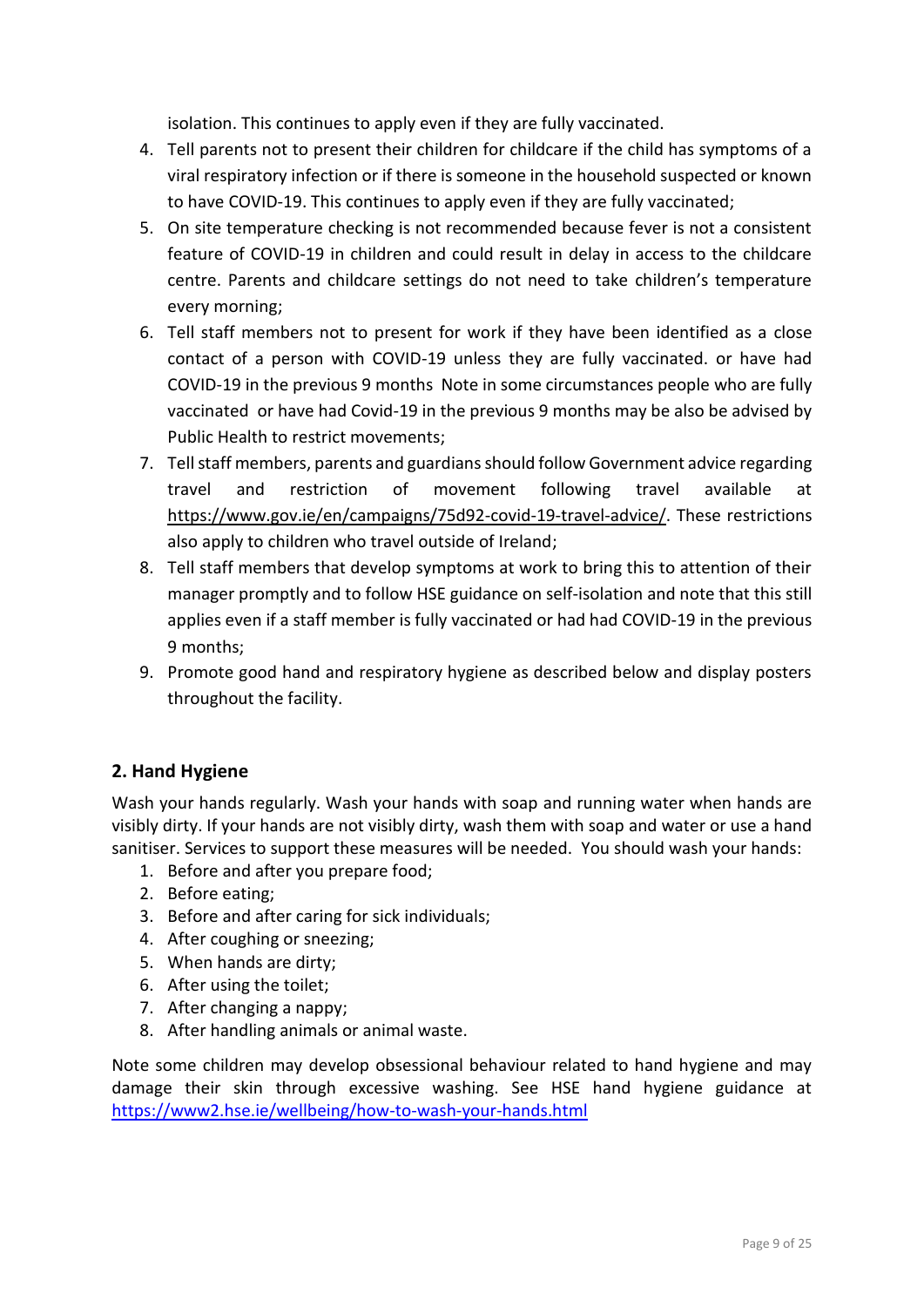isolation. This continues to apply even if they are fully vaccinated.

4. Tell parents not to present their children for childcare if the child has symptoms of a viral respiratory infection or if there is someone in the household suspected or known to have COVID-19. This continues to apply even if they are fully vaccinated;
5. On site temperature checking is not recommended because fever is not a consistent feature of COVID-19 in children and could result in delay in access to the childcare centre. Parents and childcare settings do not need to take children's temperature every morning;
6. Tell staff members not to present for work if they have been identified as a close contact of a person with COVID-19 unless they are fully vaccinated. or have had COVID-19 in the previous 9 months Note in some circumstances people who are fully vaccinated or have had Covid-19 in the previous 9 months may be also be advised by Public Health to restrict movements;
7. Tell staff members, parents and guardians should follow Government advice regarding travel and restriction of movement following travel available at https://www.gov.ie/en/campaigns/75d92-covid-19-travel-advice/. These restrictions also apply to children who travel outside of Ireland;
8. Tell staff members that develop symptoms at work to bring this to attention of their manager promptly and to follow HSE guidance on self-isolation and note that this still applies even if a staff member is fully vaccinated or had had COVID-19 in the previous 9 months;
9. Promote good hand and respiratory hygiene as described below and display posters throughout the facility.

## 2. Hand Hygiene

Wash your hands regularly. Wash your hands with soap and running water when hands are visibly dirty. If your hands are not visibly dirty, wash them with soap and water or use a hand sanitiser. Services to support these measures will be needed. You should wash your hands:

1. Before and after you prepare food;
2. Before eating;
3. Before and after caring for sick individuals;
4. After coughing or sneezing;
5. When hands are dirty;
6. After using the toilet;
7. After changing a nappy;
8. After handling animals or animal waste.

Note some children may develop obsessional behaviour related to hand hygiene and may damage their skin through excessive washing. See HSE hand hygiene guidance at https://www2.hse.ie/wellbeing/how-to-wash-your-hands.html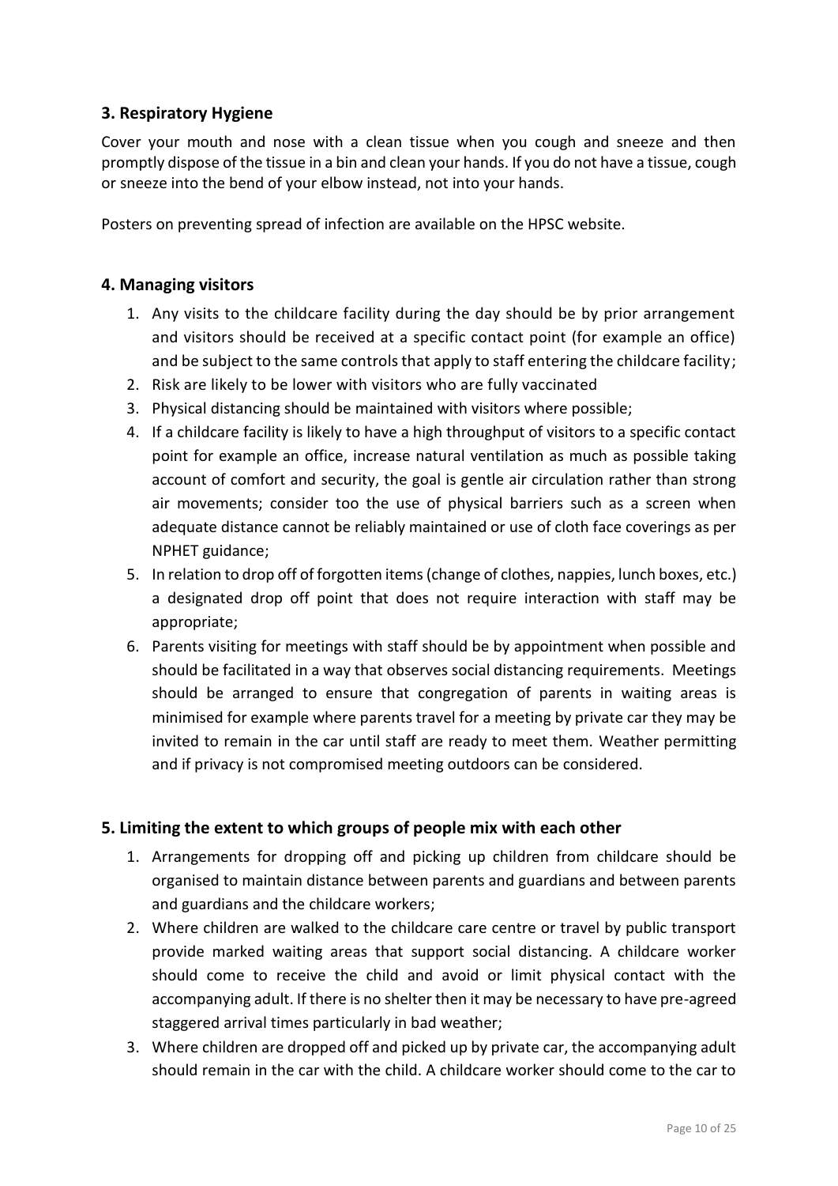## 3. Respiratory Hygiene

Cover your mouth and nose with a clean tissue when you cough and sneeze and then promptly dispose of the tissue in a bin and clean your hands. If you do not have a tissue, cough or sneeze into the bend of your elbow instead, not into your hands.

Posters on preventing spread of infection are available on the HPSC website.

## 4. Managing visitors

1. Any visits to the childcare facility during the day should be by prior arrangement and visitors should be received at a specific contact point (for example an office) and be subject to the same controls that apply to staff entering the childcare facility;
2. Risk are likely to be lower with visitors who are fully vaccinated
3. Physical distancing should be maintained with visitors where possible;
4. If a childcare facility is likely to have a high throughput of visitors to a specific contact point for example an office, increase natural ventilation as much as possible taking account of comfort and security, the goal is gentle air circulation rather than strong air movements; consider too the use of physical barriers such as a screen when adequate distance cannot be reliably maintained or use of cloth face coverings as per NPHET guidance;
5. In relation to drop off of forgotten items (change of clothes, nappies, lunch boxes, etc.) a designated drop off point that does not require interaction with staff may be appropriate;
6. Parents visiting for meetings with staff should be by appointment when possible and should be facilitated in a way that observes social distancing requirements. Meetings should be arranged to ensure that congregation of parents in waiting areas is minimised for example where parents travel for a meeting by private car they may be invited to remain in the car until staff are ready to meet them. Weather permitting and if privacy is not compromised meeting outdoors can be considered.

## 5. Limiting the extent to which groups of people mix with each other

1. Arrangements for dropping off and picking up children from childcare should be organised to maintain distance between parents and guardians and between parents and guardians and the childcare workers;
2. Where children are walked to the childcare care centre or travel by public transport provide marked waiting areas that support social distancing. A childcare worker should come to receive the child and avoid or limit physical contact with the accompanying adult. If there is no shelter then it may be necessary to have pre-agreed staggered arrival times particularly in bad weather;
3. Where children are dropped off and picked up by private car, the accompanying adult should remain in the car with the child. A childcare worker should come to the car to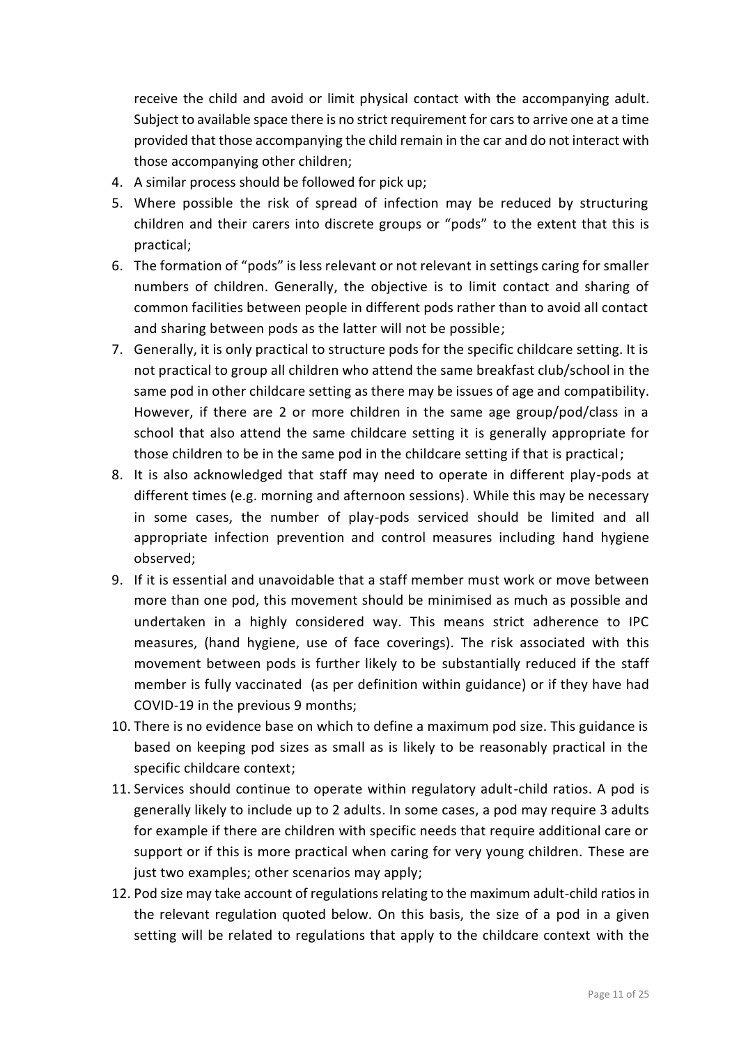receive the child and avoid or limit physical contact with the accompanying adult. Subject to available space there is no strict requirement for cars to arrive one at a time provided that those accompanying the child remain in the car and do not interact with those accompanying other children;

4. A similar process should be followed for pick up;
5. Where possible the risk of spread of infection may be reduced by structuring children and their carers into discrete groups or "pods" to the extent that this is practical;
6. The formation of "pods" is less relevant or not relevant in settings caring for smaller numbers of children. Generally, the objective is to limit contact and sharing of common facilities between people in different pods rather than to avoid all contact and sharing between pods as the latter will not be possible;
7. Generally, it is only practical to structure pods for the specific childcare setting. It is not practical to group all children who attend the same breakfast club/school in the same pod in other childcare setting as there may be issues of age and compatibility. However, if there are 2 or more children in the same age group/pod/class in a school that also attend the same childcare setting it is generally appropriate for those children to be in the same pod in the childcare setting if that is practical;
8. It is also acknowledged that staff may need to operate in different play-pods at different times (e.g. morning and afternoon sessions). While this may be necessary in some cases, the number of play-pods serviced should be limited and all appropriate infection prevention and control measures including hand hygiene observed;
9. If it is essential and unavoidable that a staff member must work or move between more than one pod, this movement should be minimised as much as possible and undertaken in a highly considered way. This means strict adherence to IPC measures, (hand hygiene, use of face coverings). The risk associated with this movement between pods is further likely to be substantially reduced if the staff member is fully vaccinated (as per definition within guidance) or if they have had COVID-19 in the previous 9 months;
10. There is no evidence base on which to define a maximum pod size. This guidance is based on keeping pod sizes as small as is likely to be reasonably practical in the specific childcare context;
11. Services should continue to operate within regulatory adult-child ratios. A pod is generally likely to include up to 2 adults. In some cases, a pod may require 3 adults for example if there are children with specific needs that require additional care or support or if this is more practical when caring for very young children. These are just two examples; other scenarios may apply;
12. Pod size may take account of regulations relating to the maximum adult-child ratios in the relevant regulation quoted below. On this basis, the size of a pod in a given setting will be related to regulations that apply to the childcare context with the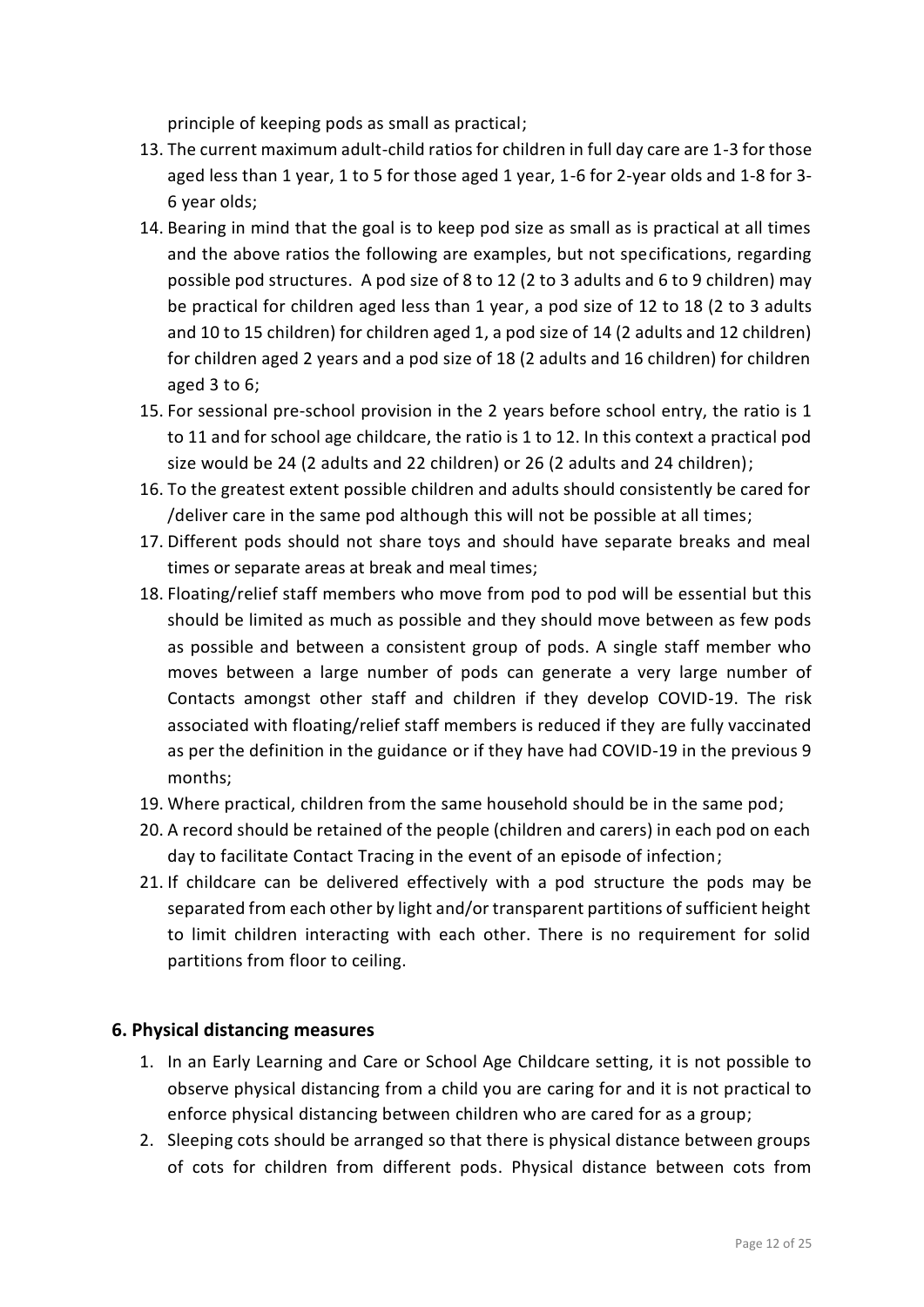principle of keeping pods as small as practical;

13. The current maximum adult-child ratios for children in full day care are 1-3 for those aged less than 1 year, 1 to 5 for those aged 1 year, 1-6 for 2-year olds and 1-8 for 3-6 year olds;
14. Bearing in mind that the goal is to keep pod size as small as is practical at all times and the above ratios the following are examples, but not specifications, regarding possible pod structures. A pod size of 8 to 12 (2 to 3 adults and 6 to 9 children) may be practical for children aged less than 1 year, a pod size of 12 to 18 (2 to 3 adults and 10 to 15 children) for children aged 1, a pod size of 14 (2 adults and 12 children) for children aged 2 years and a pod size of 18 (2 adults and 16 children) for children aged 3 to 6;
15. For sessional pre-school provision in the 2 years before school entry, the ratio is 1 to 11 and for school age childcare, the ratio is 1 to 12. In this context a practical pod size would be 24 (2 adults and 22 children) or 26 (2 adults and 24 children);
16. To the greatest extent possible children and adults should consistently be cared for /deliver care in the same pod although this will not be possible at all times;
17. Different pods should not share toys and should have separate breaks and meal times or separate areas at break and meal times;
18. Floating/relief staff members who move from pod to pod will be essential but this should be limited as much as possible and they should move between as few pods as possible and between a consistent group of pods. A single staff member who moves between a large number of pods can generate a very large number of Contacts amongst other staff and children if they develop COVID-19. The risk associated with floating/relief staff members is reduced if they are fully vaccinated as per the definition in the guidance or if they have had COVID-19 in the previous 9 months;
19. Where practical, children from the same household should be in the same pod;
20. A record should be retained of the people (children and carers) in each pod on each day to facilitate Contact Tracing in the event of an episode of infection;
21. If childcare can be delivered effectively with a pod structure the pods may be separated from each other by light and/or transparent partitions of sufficient height to limit children interacting with each other. There is no requirement for solid partitions from floor to ceiling.

## 6. Physical distancing measures

1. In an Early Learning and Care or School Age Childcare setting, it is not possible to observe physical distancing from a child you are caring for and it is not practical to enforce physical distancing between children who are cared for as a group;
2. Sleeping cots should be arranged so that there is physical distance between groups of cots for children from different pods. Physical distance between cots from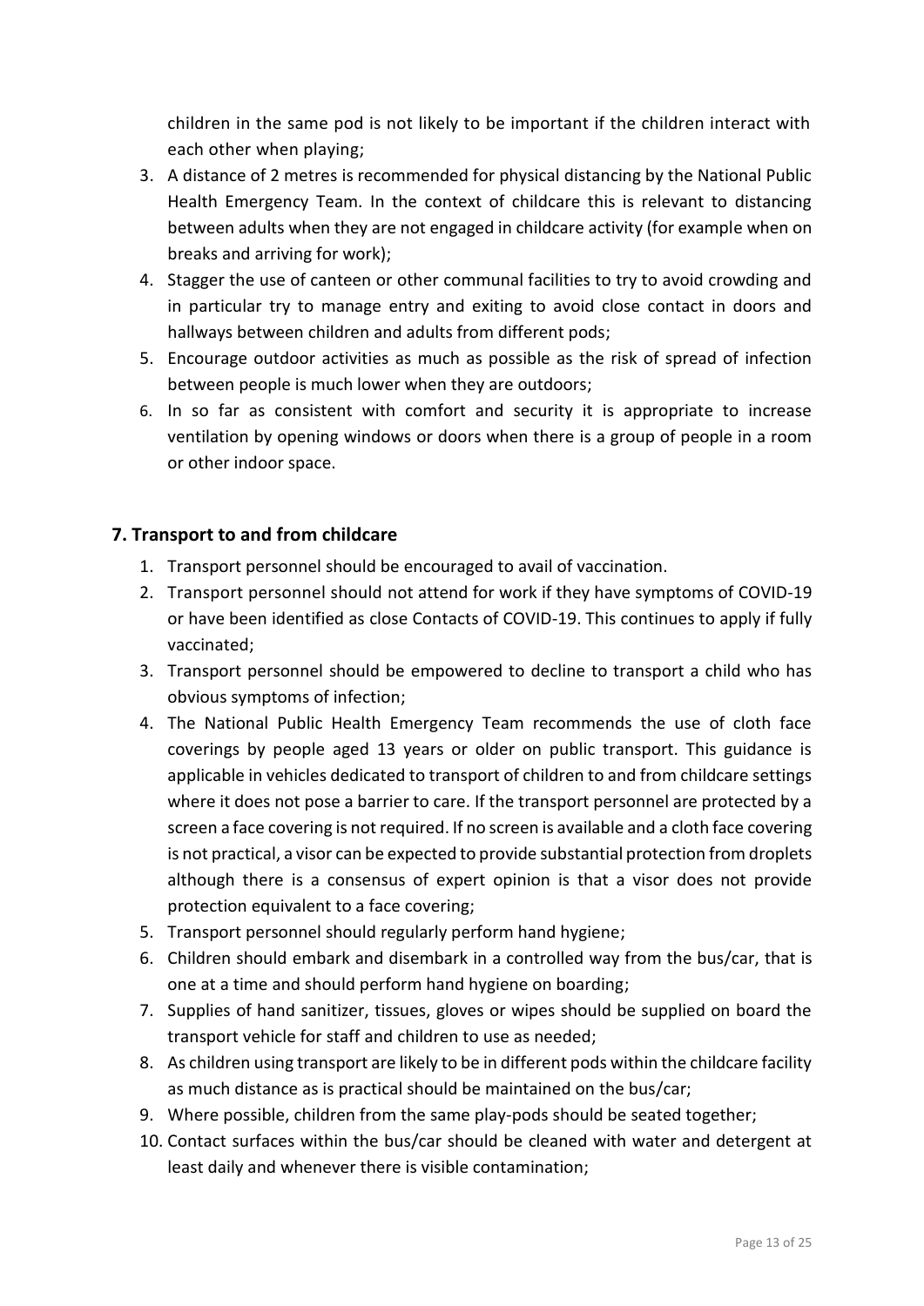children in the same pod is not likely to be important if the children interact with each other when playing;

3. A distance of 2 metres is recommended for physical distancing by the National Public Health Emergency Team. In the context of childcare this is relevant to distancing between adults when they are not engaged in childcare activity (for example when on breaks and arriving for work);
4. Stagger the use of canteen or other communal facilities to try to avoid crowding and in particular try to manage entry and exiting to avoid close contact in doors and hallways between children and adults from different pods;
5. Encourage outdoor activities as much as possible as the risk of spread of infection between people is much lower when they are outdoors;
6. In so far as consistent with comfort and security it is appropriate to increase ventilation by opening windows or doors when there is a group of people in a room or other indoor space.

## 7. Transport to and from childcare

1. Transport personnel should be encouraged to avail of vaccination.
2. Transport personnel should not attend for work if they have symptoms of COVID-19 or have been identified as close Contacts of COVID-19. This continues to apply if fully vaccinated;
3. Transport personnel should be empowered to decline to transport a child who has obvious symptoms of infection;
4. The National Public Health Emergency Team recommends the use of cloth face coverings by people aged 13 years or older on public transport. This guidance is applicable in vehicles dedicated to transport of children to and from childcare settings where it does not pose a barrier to care. If the transport personnel are protected by a screen a face covering is not required. If no screen is available and a cloth face covering is not practical, a visor can be expected to provide substantial protection from droplets although there is a consensus of expert opinion is that a visor does not provide protection equivalent to a face covering;
5. Transport personnel should regularly perform hand hygiene;
6. Children should embark and disembark in a controlled way from the bus/car, that is one at a time and should perform hand hygiene on boarding;
7. Supplies of hand sanitizer, tissues, gloves or wipes should be supplied on board the transport vehicle for staff and children to use as needed;
8. As children using transport are likely to be in different pods within the childcare facility as much distance as is practical should be maintained on the bus/car;
9. Where possible, children from the same play-pods should be seated together;
10. Contact surfaces within the bus/car should be cleaned with water and detergent at least daily and whenever there is visible contamination;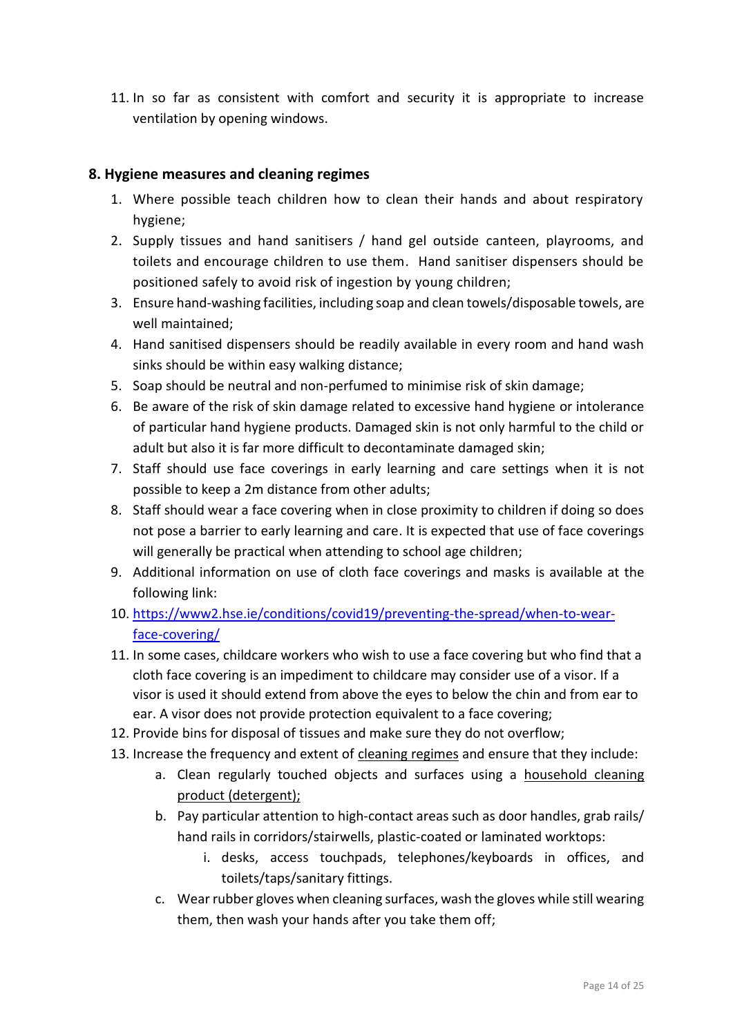11. In so far as consistent with comfort and security it is appropriate to increase ventilation by opening windows.

## 8. Hygiene measures and cleaning regimes

1. Where possible teach children how to clean their hands and about respiratory hygiene;
2. Supply tissues and hand sanitisers / hand gel outside canteen, playrooms, and toilets and encourage children to use them. Hand sanitiser dispensers should be positioned safely to avoid risk of ingestion by young children;
3. Ensure hand-washing facilities, including soap and clean towels/disposable towels, are well maintained;
4. Hand sanitised dispensers should be readily available in every room and hand wash sinks should be within easy walking distance;
5. Soap should be neutral and non-perfumed to minimise risk of skin damage;
6. Be aware of the risk of skin damage related to excessive hand hygiene or intolerance of particular hand hygiene products. Damaged skin is not only harmful to the child or adult but also it is far more difficult to decontaminate damaged skin;
7. Staff should use face coverings in early learning and care settings when it is not possible to keep a 2m distance from other adults;
8. Staff should wear a face covering when in close proximity to children if doing so does not pose a barrier to early learning and care. It is expected that use of face coverings will generally be practical when attending to school age children;
9. Additional information on use of cloth face coverings and masks is available at the following link:
10. [https://www2.hse.ie/conditions/covid19/preventing-the-spread/when-to-wear-face-covering/](https://www2.hse.ie/conditions/covid19/preventing-the-spread/when-to-wear-face-covering/)
11. In some cases, childcare workers who wish to use a face covering but who find that a cloth face covering is an impediment to childcare may consider use of a visor. If a visor is used it should extend from above the eyes to below the chin and from ear to ear. A visor does not provide protection equivalent to a face covering;
12. Provide bins for disposal of tissues and make sure they do not overflow;
13. Increase the frequency and extent of cleaning regimes and ensure that they include:
    a. Clean regularly touched objects and surfaces using a household cleaning product (detergent);
    b. Pay particular attention to high-contact areas such as door handles, grab rails/ hand rails in corridors/stairwells, plastic-coated or laminated worktops:
        i. desks, access touchpads, telephones/keyboards in offices, and toilets/taps/sanitary fittings.
    c. Wear rubber gloves when cleaning surfaces, wash the gloves while still wearing them, then wash your hands after you take them off;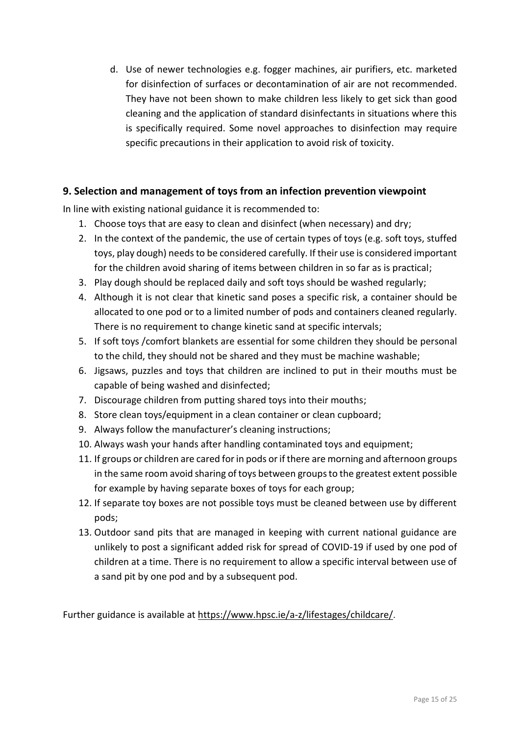d. Use of newer technologies e.g. fogger machines, air purifiers, etc. marketed for disinfection of surfaces or decontamination of air are not recommended. They have not been shown to make children less likely to get sick than good cleaning and the application of standard disinfectants in situations where this is specifically required. Some novel approaches to disinfection may require specific precautions in their application to avoid risk of toxicity.

## 9. Selection and management of toys from an infection prevention viewpoint

In line with existing national guidance it is recommended to:

1. Choose toys that are easy to clean and disinfect (when necessary) and dry;
2. In the context of the pandemic, the use of certain types of toys (e.g. soft toys, stuffed toys, play dough) needs to be considered carefully. If their use is considered important for the children avoid sharing of items between children in so far as is practical;
3. Play dough should be replaced daily and soft toys should be washed regularly;
4. Although it is not clear that kinetic sand poses a specific risk, a container should be allocated to one pod or to a limited number of pods and containers cleaned regularly. There is no requirement to change kinetic sand at specific intervals;
5. If soft toys /comfort blankets are essential for some children they should be personal to the child, they should not be shared and they must be machine washable;
6. Jigsaws, puzzles and toys that children are inclined to put in their mouths must be capable of being washed and disinfected;
7. Discourage children from putting shared toys into their mouths;
8. Store clean toys/equipment in a clean container or clean cupboard;
9. Always follow the manufacturer's cleaning instructions;
10. Always wash your hands after handling contaminated toys and equipment;
11. If groups or children are cared for in pods or if there are morning and afternoon groups in the same room avoid sharing of toys between groups to the greatest extent possible for example by having separate boxes of toys for each group;
12. If separate toy boxes are not possible toys must be cleaned between use by different pods;
13. Outdoor sand pits that are managed in keeping with current national guidance are unlikely to post a significant added risk for spread of COVID-19 if used by one pod of children at a time. There is no requirement to allow a specific interval between use of a sand pit by one pod and by a subsequent pod.

Further guidance is available at https://www.hpsc.ie/a-z/lifestages/childcare/.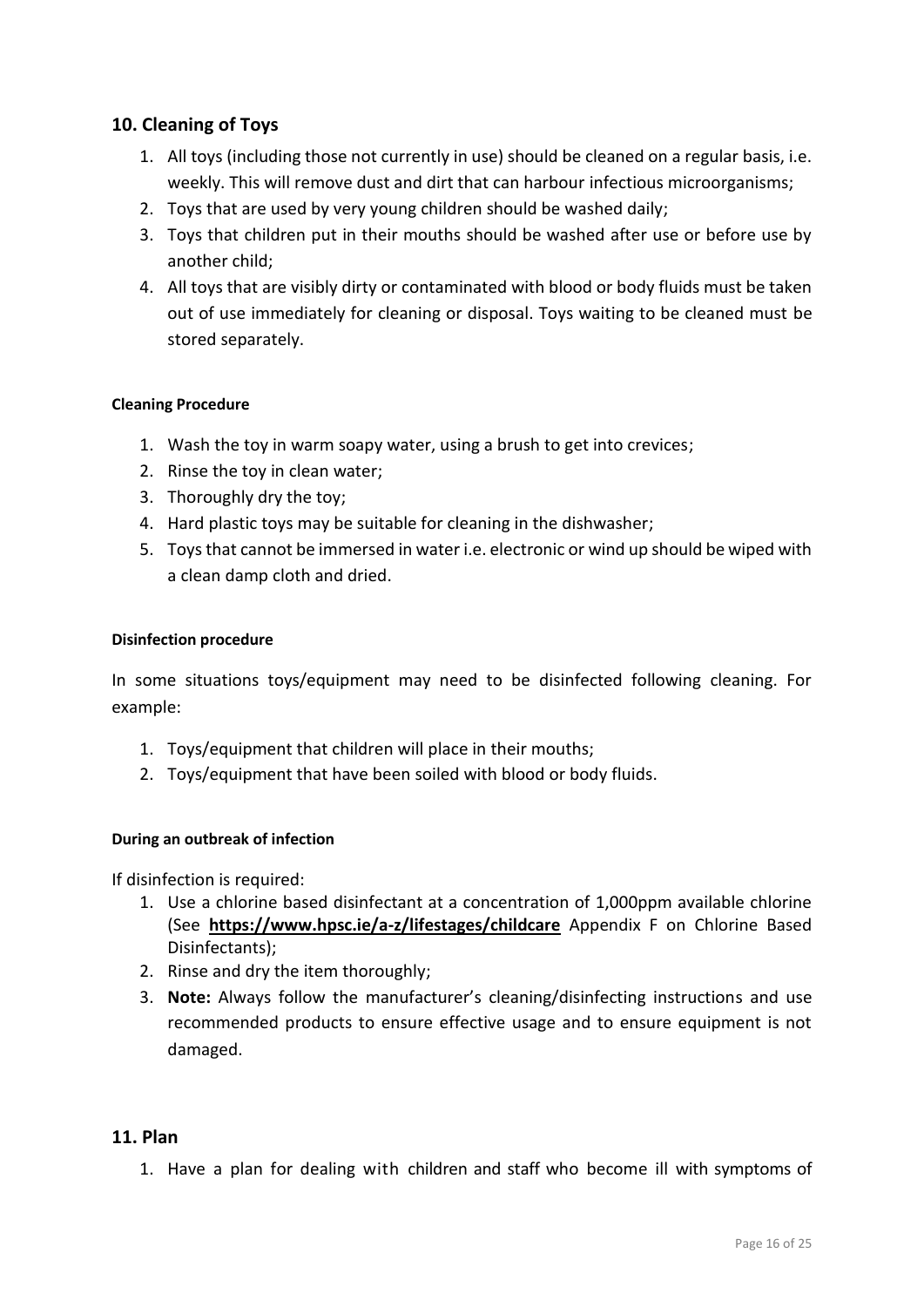## 10. Cleaning of Toys

1. All toys (including those not currently in use) should be cleaned on a regular basis, i.e. weekly. This will remove dust and dirt that can harbour infectious microorganisms;
2. Toys that are used by very young children should be washed daily;
3. Toys that children put in their mouths should be washed after use or before use by another child;
4. All toys that are visibly dirty or contaminated with blood or body fluids must be taken out of use immediately for cleaning or disposal. Toys waiting to be cleaned must be stored separately.

#### Cleaning Procedure

1. Wash the toy in warm soapy water, using a brush to get into crevices;
2. Rinse the toy in clean water;
3. Thoroughly dry the toy;
4. Hard plastic toys may be suitable for cleaning in the dishwasher;
5. Toys that cannot be immersed in water i.e. electronic or wind up should be wiped with a clean damp cloth and dried.

#### Disinfection procedure

In some situations toys/equipment may need to be disinfected following cleaning. For example:

1. Toys/equipment that children will place in their mouths;
2. Toys/equipment that have been soiled with blood or body fluids.

#### During an outbreak of infection

If disinfection is required:

1. Use a chlorine based disinfectant at a concentration of 1,000ppm available chlorine (See **https://www.hpsc.ie/a-z/lifestages/childcare** Appendix F on Chlorine Based Disinfectants);
2. Rinse and dry the item thoroughly;
3. **Note:** Always follow the manufacturer's cleaning/disinfecting instructions and use recommended products to ensure effective usage and to ensure equipment is not damaged.

## 11. Plan

1. Have a plan for dealing with children and staff who become ill with symptoms of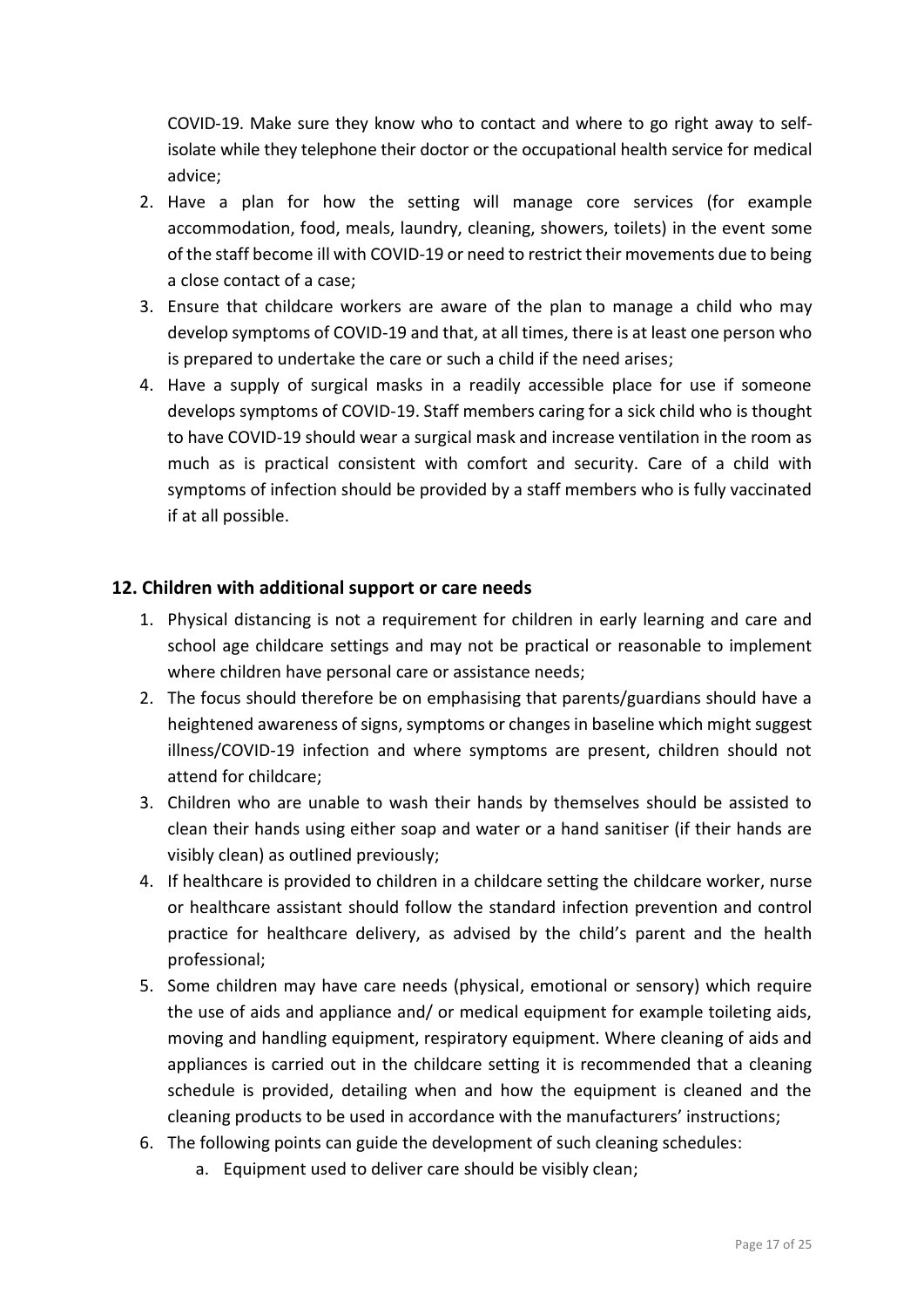COVID-19. Make sure they know who to contact and where to go right away to self-isolate while they telephone their doctor or the occupational health service for medical advice;

2. Have a plan for how the setting will manage core services (for example accommodation, food, meals, laundry, cleaning, showers, toilets) in the event some of the staff become ill with COVID-19 or need to restrict their movements due to being a close contact of a case;
3. Ensure that childcare workers are aware of the plan to manage a child who may develop symptoms of COVID-19 and that, at all times, there is at least one person who is prepared to undertake the care or such a child if the need arises;
4. Have a supply of surgical masks in a readily accessible place for use if someone develops symptoms of COVID-19. Staff members caring for a sick child who is thought to have COVID-19 should wear a surgical mask and increase ventilation in the room as much as is practical consistent with comfort and security. Care of a child with symptoms of infection should be provided by a staff members who is fully vaccinated if at all possible.

## 12. Children with additional support or care needs

1. Physical distancing is not a requirement for children in early learning and care and school age childcare settings and may not be practical or reasonable to implement where children have personal care or assistance needs;
2. The focus should therefore be on emphasising that parents/guardians should have a heightened awareness of signs, symptoms or changes in baseline which might suggest illness/COVID-19 infection and where symptoms are present, children should not attend for childcare;
3. Children who are unable to wash their hands by themselves should be assisted to clean their hands using either soap and water or a hand sanitiser (if their hands are visibly clean) as outlined previously;
4. If healthcare is provided to children in a childcare setting the childcare worker, nurse or healthcare assistant should follow the standard infection prevention and control practice for healthcare delivery, as advised by the child's parent and the health professional;
5. Some children may have care needs (physical, emotional or sensory) which require the use of aids and appliance and/ or medical equipment for example toileting aids, moving and handling equipment, respiratory equipment. Where cleaning of aids and appliances is carried out in the childcare setting it is recommended that a cleaning schedule is provided, detailing when and how the equipment is cleaned and the cleaning products to be used in accordance with the manufacturers' instructions;
6. The following points can guide the development of such cleaning schedules:
    a. Equipment used to deliver care should be visibly clean;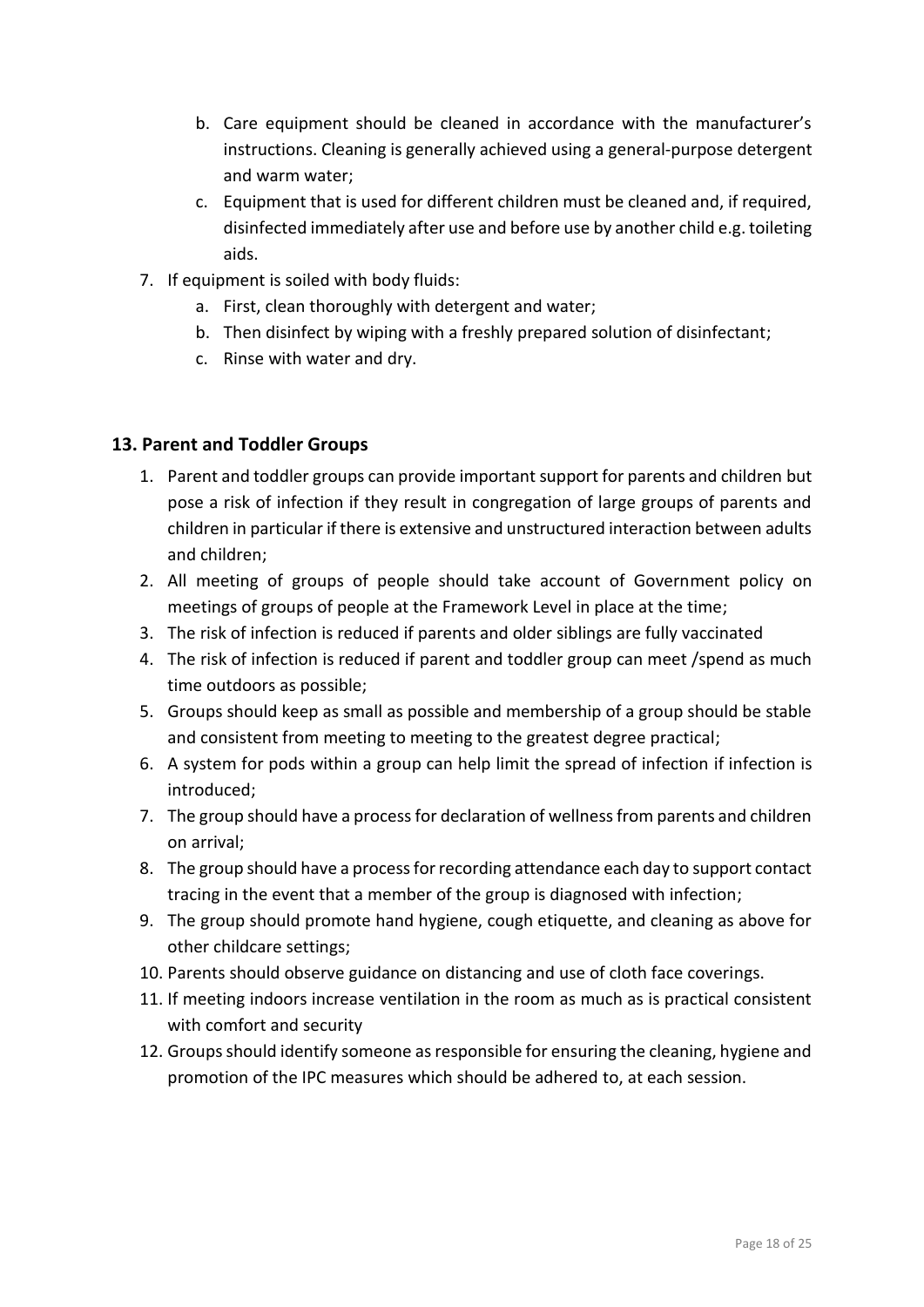b. Care equipment should be cleaned in accordance with the manufacturer's instructions. Cleaning is generally achieved using a general-purpose detergent and warm water;
   c. Equipment that is used for different children must be cleaned and, if required, disinfected immediately after use and before use by another child e.g. toileting aids.
7. If equipment is soiled with body fluids:
   a. First, clean thoroughly with detergent and water;
   b. Then disinfect by wiping with a freshly prepared solution of disinfectant;
   c. Rinse with water and dry.

## 13. Parent and Toddler Groups

1. Parent and toddler groups can provide important support for parents and children but pose a risk of infection if they result in congregation of large groups of parents and children in particular if there is extensive and unstructured interaction between adults and children;
2. All meeting of groups of people should take account of Government policy on meetings of groups of people at the Framework Level in place at the time;
3. The risk of infection is reduced if parents and older siblings are fully vaccinated
4. The risk of infection is reduced if parent and toddler group can meet /spend as much time outdoors as possible;
5. Groups should keep as small as possible and membership of a group should be stable and consistent from meeting to meeting to the greatest degree practical;
6. A system for pods within a group can help limit the spread of infection if infection is introduced;
7. The group should have a process for declaration of wellness from parents and children on arrival;
8. The group should have a process for recording attendance each day to support contact tracing in the event that a member of the group is diagnosed with infection;
9. The group should promote hand hygiene, cough etiquette, and cleaning as above for other childcare settings;
10. Parents should observe guidance on distancing and use of cloth face coverings.
11. If meeting indoors increase ventilation in the room as much as is practical consistent with comfort and security
12. Groups should identify someone as responsible for ensuring the cleaning, hygiene and promotion of the IPC measures which should be adhered to, at each session.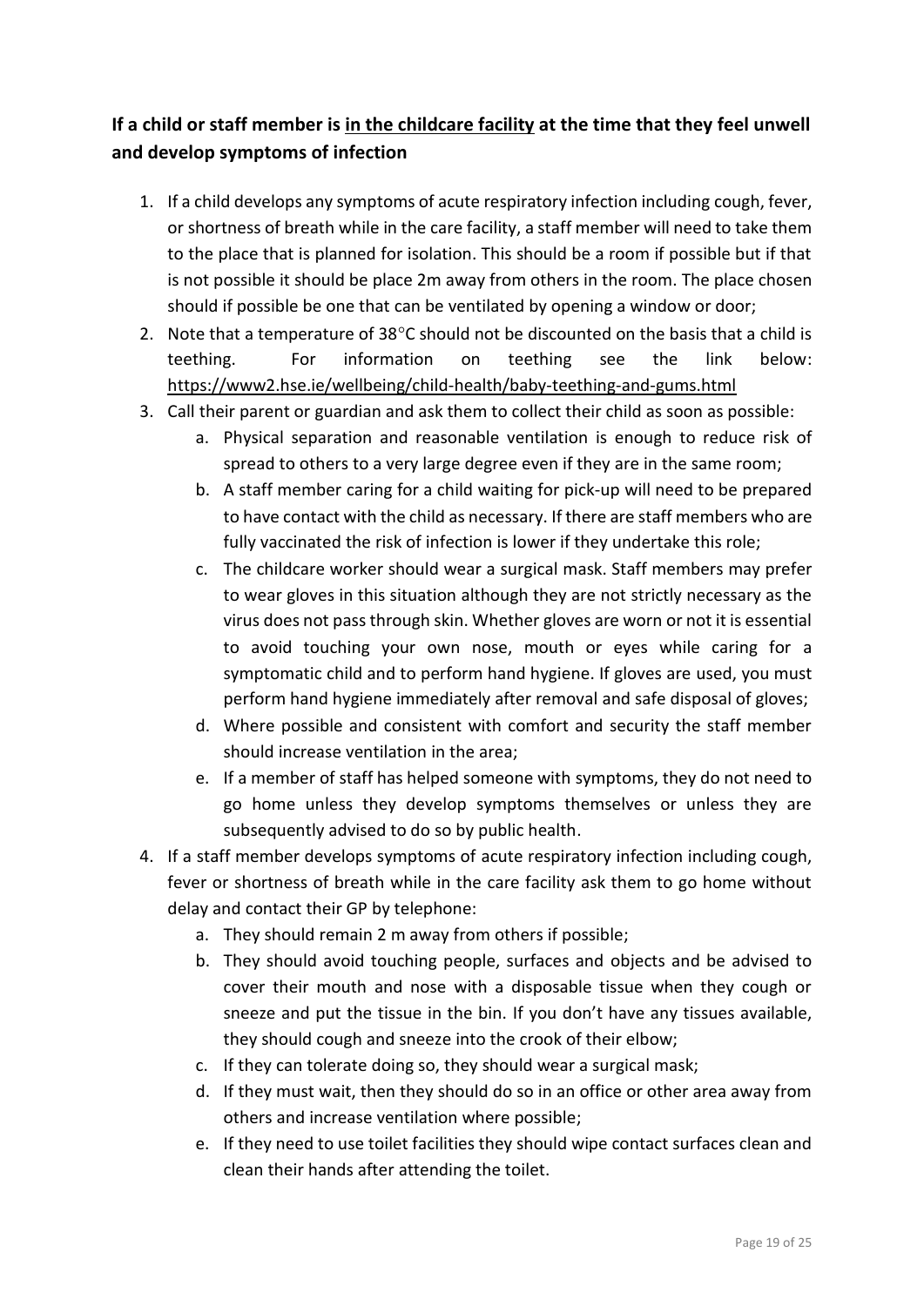**If a child or staff member is in the childcare facility at the time that they feel unwell and develop symptoms of infection**

1. If a child develops any symptoms of acute respiratory infection including cough, fever, or shortness of breath while in the care facility, a staff member will need to take them to the place that is planned for isolation. This should be a room if possible but if that is not possible it should be place 2m away from others in the room. The place chosen should if possible be one that can be ventilated by opening a window or door;
2. Note that a temperature of 38°C should not be discounted on the basis that a child is teething. For information on teething see the link below: https://www2.hse.ie/wellbeing/child-health/baby-teething-and-gums.html
3. Call their parent or guardian and ask them to collect their child as soon as possible:
    a. Physical separation and reasonable ventilation is enough to reduce risk of spread to others to a very large degree even if they are in the same room;
    b. A staff member caring for a child waiting for pick-up will need to be prepared to have contact with the child as necessary. If there are staff members who are fully vaccinated the risk of infection is lower if they undertake this role;
    c. The childcare worker should wear a surgical mask. Staff members may prefer to wear gloves in this situation although they are not strictly necessary as the virus does not pass through skin. Whether gloves are worn or not it is essential to avoid touching your own nose, mouth or eyes while caring for a symptomatic child and to perform hand hygiene. If gloves are used, you must perform hand hygiene immediately after removal and safe disposal of gloves;
    d. Where possible and consistent with comfort and security the staff member should increase ventilation in the area;
    e. If a member of staff has helped someone with symptoms, they do not need to go home unless they develop symptoms themselves or unless they are subsequently advised to do so by public health.
4. If a staff member develops symptoms of acute respiratory infection including cough, fever or shortness of breath while in the care facility ask them to go home without delay and contact their GP by telephone:
    a. They should remain 2 m away from others if possible;
    b. They should avoid touching people, surfaces and objects and be advised to cover their mouth and nose with a disposable tissue when they cough or sneeze and put the tissue in the bin. If you don't have any tissues available, they should cough and sneeze into the crook of their elbow;
    c. If they can tolerate doing so, they should wear a surgical mask;
    d. If they must wait, then they should do so in an office or other area away from others and increase ventilation where possible;
    e. If they need to use toilet facilities they should wipe contact surfaces clean and clean their hands after attending the toilet.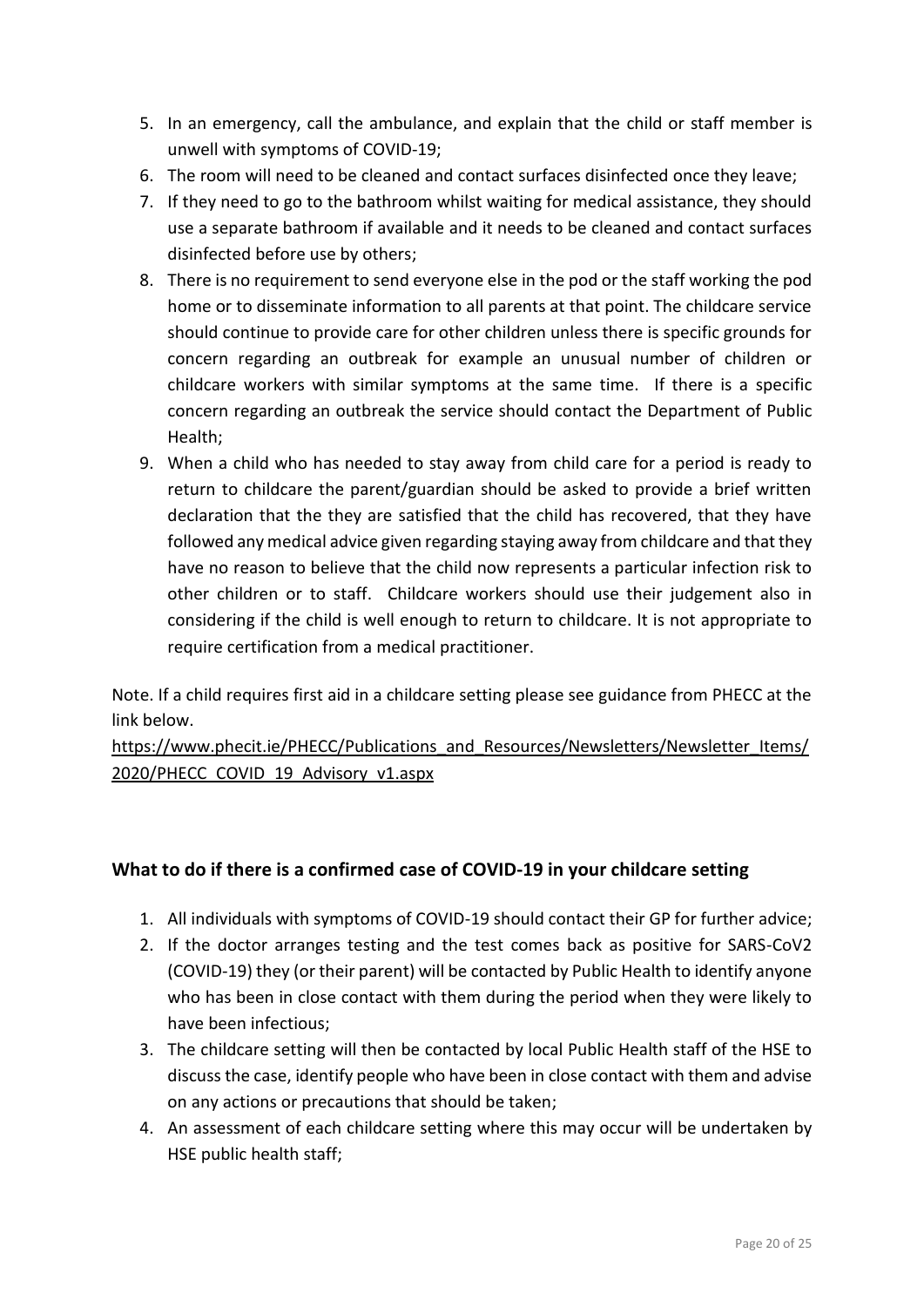5. In an emergency, call the ambulance, and explain that the child or staff member is unwell with symptoms of COVID-19;
6. The room will need to be cleaned and contact surfaces disinfected once they leave;
7. If they need to go to the bathroom whilst waiting for medical assistance, they should use a separate bathroom if available and it needs to be cleaned and contact surfaces disinfected before use by others;
8. There is no requirement to send everyone else in the pod or the staff working the pod home or to disseminate information to all parents at that point. The childcare service should continue to provide care for other children unless there is specific grounds for concern regarding an outbreak for example an unusual number of children or childcare workers with similar symptoms at the same time. If there is a specific concern regarding an outbreak the service should contact the Department of Public Health;
9. When a child who has needed to stay away from child care for a period is ready to return to childcare the parent/guardian should be asked to provide a brief written declaration that the they are satisfied that the child has recovered, that they have followed any medical advice given regarding staying away from childcare and that they have no reason to believe that the child now represents a particular infection risk to other children or to staff. Childcare workers should use their judgement also in considering if the child is well enough to return to childcare. It is not appropriate to require certification from a medical practitioner.

Note. If a child requires first aid in a childcare setting please see guidance from PHECC at the link below.
https://www.phecit.ie/PHECC/Publications_and_Resources/Newsletters/Newsletter_Items/2020/PHECC_COVID_19_Advisory_v1.aspx

## What to do if there is a confirmed case of COVID-19 in your childcare setting

1. All individuals with symptoms of COVID-19 should contact their GP for further advice;
2. If the doctor arranges testing and the test comes back as positive for SARS-CoV2 (COVID-19) they (or their parent) will be contacted by Public Health to identify anyone who has been in close contact with them during the period when they were likely to have been infectious;
3. The childcare setting will then be contacted by local Public Health staff of the HSE to discuss the case, identify people who have been in close contact with them and advise on any actions or precautions that should be taken;
4. An assessment of each childcare setting where this may occur will be undertaken by HSE public health staff;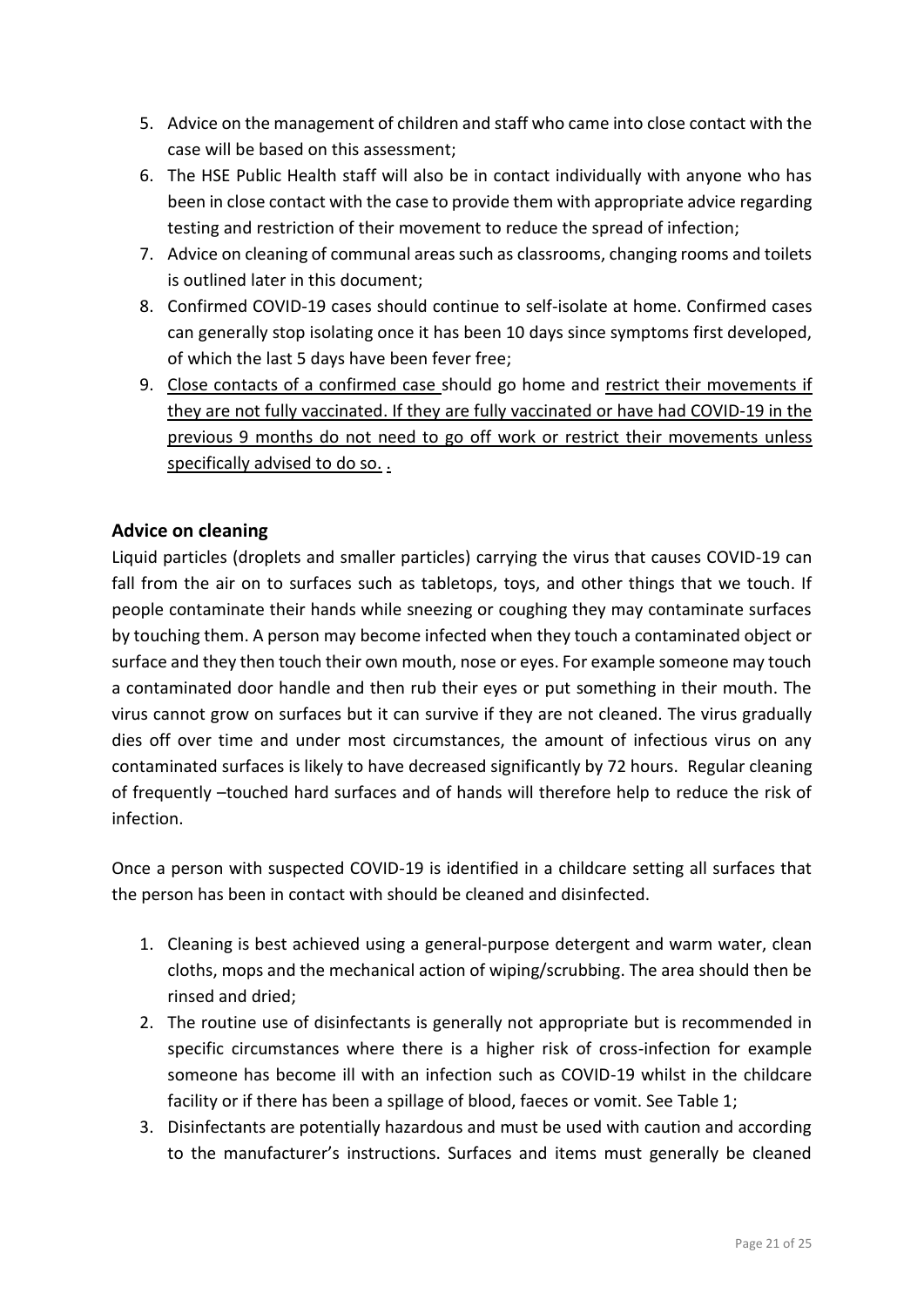5. Advice on the management of children and staff who came into close contact with the case will be based on this assessment;
6. The HSE Public Health staff will also be in contact individually with anyone who has been in close contact with the case to provide them with appropriate advice regarding testing and restriction of their movement to reduce the spread of infection;
7. Advice on cleaning of communal areas such as classrooms, changing rooms and toilets is outlined later in this document;
8. Confirmed COVID-19 cases should continue to self-isolate at home. Confirmed cases can generally stop isolating once it has been 10 days since symptoms first developed, of which the last 5 days have been fever free;
9. <u>Close contacts of a confirmed case</u> should go home and <u>restrict their movements if they are not fully vaccinated. If they are fully vaccinated or have had COVID-19 in the previous 9 months do not need to go off work or restrict their movements unless specifically advised to do so.</u> <u>.</u>

## Advice on cleaning

Liquid particles (droplets and smaller particles) carrying the virus that causes COVID-19 can fall from the air on to surfaces such as tabletops, toys, and other things that we touch. If people contaminate their hands while sneezing or coughing they may contaminate surfaces by touching them. A person may become infected when they touch a contaminated object or surface and they then touch their own mouth, nose or eyes. For example someone may touch a contaminated door handle and then rub their eyes or put something in their mouth. The virus cannot grow on surfaces but it can survive if they are not cleaned. The virus gradually dies off over time and under most circumstances, the amount of infectious virus on any contaminated surfaces is likely to have decreased significantly by 72 hours. Regular cleaning of frequently –touched hard surfaces and of hands will therefore help to reduce the risk of infection.

Once a person with suspected COVID-19 is identified in a childcare setting all surfaces that the person has been in contact with should be cleaned and disinfected.

1. Cleaning is best achieved using a general-purpose detergent and warm water, clean cloths, mops and the mechanical action of wiping/scrubbing. The area should then be rinsed and dried;
2. The routine use of disinfectants is generally not appropriate but is recommended in specific circumstances where there is a higher risk of cross-infection for example someone has become ill with an infection such as COVID-19 whilst in the childcare facility or if there has been a spillage of blood, faeces or vomit. See Table 1;
3. Disinfectants are potentially hazardous and must be used with caution and according to the manufacturer's instructions. Surfaces and items must generally be cleaned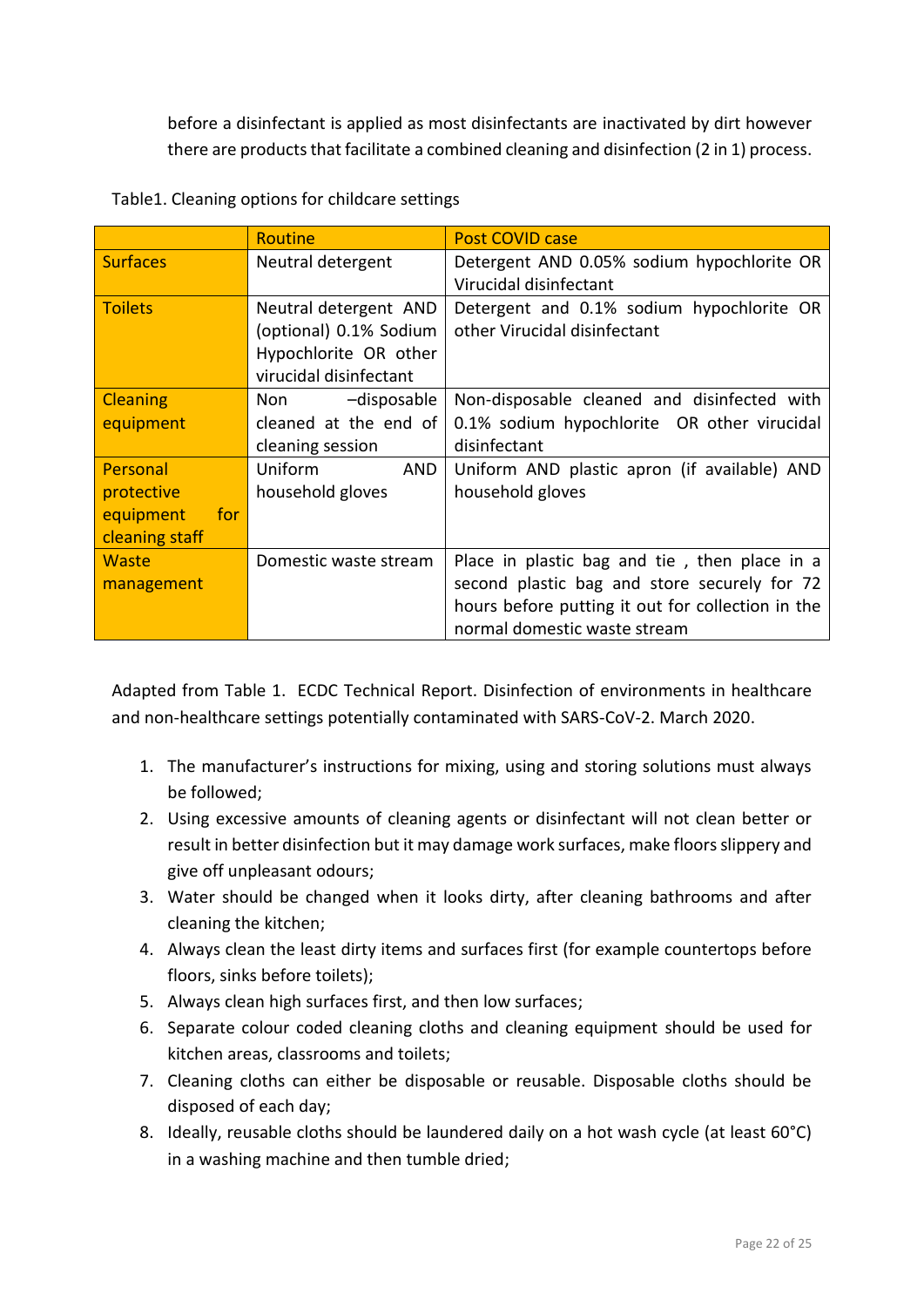before a disinfectant is applied as most disinfectants are inactivated by dirt however there are products that facilitate a combined cleaning and disinfection (2 in 1) process.

Table1. Cleaning options for childcare settings

| | Routine | Post COVID case |
|---|---|---|
| Surfaces | Neutral detergent | Detergent AND 0.05% sodium hypochlorite OR Virucidal disinfectant |
| Toilets | Neutral detergent AND (optional) 0.1% Sodium Hypochlorite OR other virucidal disinfectant | Detergent and 0.1% sodium hypochlorite OR other Virucidal disinfectant |
| Cleaning equipment | Non –disposable cleaned at the end of cleaning session | Non-disposable cleaned and disinfected with 0.1% sodium hypochlorite OR other virucidal disinfectant |
| Personal protective equipment for cleaning staff | Uniform AND household gloves | Uniform AND plastic apron (if available) AND household gloves |
| Waste management | Domestic waste stream | Place in plastic bag and tie , then place in a second plastic bag and store securely for 72 hours before putting it out for collection in the normal domestic waste stream |

Adapted from Table 1. ECDC Technical Report. Disinfection of environments in healthcare and non-healthcare settings potentially contaminated with SARS-CoV-2. March 2020.

1. The manufacturer's instructions for mixing, using and storing solutions must always be followed;
2. Using excessive amounts of cleaning agents or disinfectant will not clean better or result in better disinfection but it may damage work surfaces, make floors slippery and give off unpleasant odours;
3. Water should be changed when it looks dirty, after cleaning bathrooms and after cleaning the kitchen;
4. Always clean the least dirty items and surfaces first (for example countertops before floors, sinks before toilets);
5. Always clean high surfaces first, and then low surfaces;
6. Separate colour coded cleaning cloths and cleaning equipment should be used for kitchen areas, classrooms and toilets;
7. Cleaning cloths can either be disposable or reusable. Disposable cloths should be disposed of each day;
8. Ideally, reusable cloths should be laundered daily on a hot wash cycle (at least 60°C) in a washing machine and then tumble dried;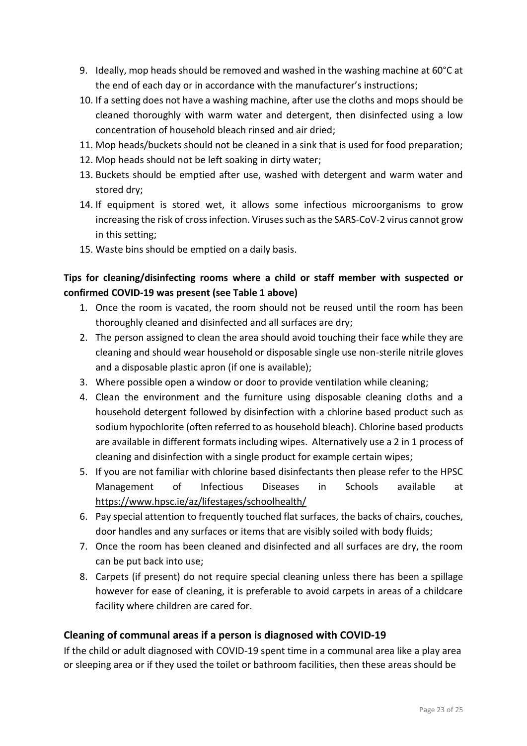9. Ideally, mop heads should be removed and washed in the washing machine at 60°C at the end of each day or in accordance with the manufacturer's instructions;
10. If a setting does not have a washing machine, after use the cloths and mops should be cleaned thoroughly with warm water and detergent, then disinfected using a low concentration of household bleach rinsed and air dried;
11. Mop heads/buckets should not be cleaned in a sink that is used for food preparation;
12. Mop heads should not be left soaking in dirty water;
13. Buckets should be emptied after use, washed with detergent and warm water and stored dry;
14. If equipment is stored wet, it allows some infectious microorganisms to grow increasing the risk of cross infection. Viruses such as the SARS-CoV-2 virus cannot grow in this setting;
15. Waste bins should be emptied on a daily basis.

**Tips for cleaning/disinfecting rooms where a child or staff member with suspected or confirmed COVID-19 was present (see Table 1 above)**

1. Once the room is vacated, the room should not be reused until the room has been thoroughly cleaned and disinfected and all surfaces are dry;
2. The person assigned to clean the area should avoid touching their face while they are cleaning and should wear household or disposable single use non-sterile nitrile gloves and a disposable plastic apron (if one is available);
3. Where possible open a window or door to provide ventilation while cleaning;
4. Clean the environment and the furniture using disposable cleaning cloths and a household detergent followed by disinfection with a chlorine based product such as sodium hypochlorite (often referred to as household bleach). Chlorine based products are available in different formats including wipes. Alternatively use a 2 in 1 process of cleaning and disinfection with a single product for example certain wipes;
5. If you are not familiar with chlorine based disinfectants then please refer to the HPSC Management of Infectious Diseases in Schools available at https://www.hpsc.ie/az/lifestages/schoolhealth/
6. Pay special attention to frequently touched flat surfaces, the backs of chairs, couches, door handles and any surfaces or items that are visibly soiled with body fluids;
7. Once the room has been cleaned and disinfected and all surfaces are dry, the room can be put back into use;
8. Carpets (if present) do not require special cleaning unless there has been a spillage however for ease of cleaning, it is preferable to avoid carpets in areas of a childcare facility where children are cared for.

## Cleaning of communal areas if a person is diagnosed with COVID-19

If the child or adult diagnosed with COVID-19 spent time in a communal area like a play area or sleeping area or if they used the toilet or bathroom facilities, then these areas should be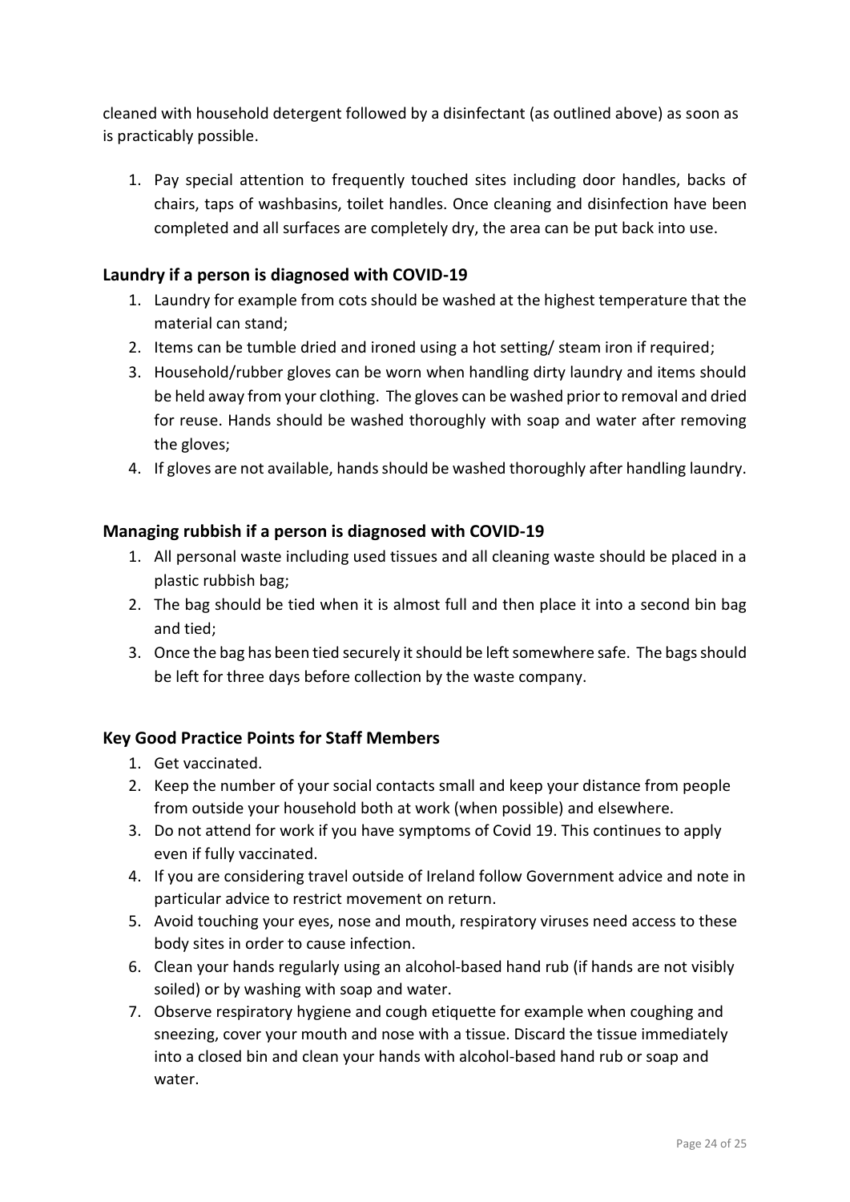cleaned with household detergent followed by a disinfectant (as outlined above) as soon as is practicably possible.

1. Pay special attention to frequently touched sites including door handles, backs of chairs, taps of washbasins, toilet handles. Once cleaning and disinfection have been completed and all surfaces are completely dry, the area can be put back into use.

### Laundry if a person is diagnosed with COVID-19

1. Laundry for example from cots should be washed at the highest temperature that the material can stand;
2. Items can be tumble dried and ironed using a hot setting/ steam iron if required;
3. Household/rubber gloves can be worn when handling dirty laundry and items should be held away from your clothing. The gloves can be washed prior to removal and dried for reuse. Hands should be washed thoroughly with soap and water after removing the gloves;
4. If gloves are not available, hands should be washed thoroughly after handling laundry.

### Managing rubbish if a person is diagnosed with COVID-19

1. All personal waste including used tissues and all cleaning waste should be placed in a plastic rubbish bag;
2. The bag should be tied when it is almost full and then place it into a second bin bag and tied;
3. Once the bag has been tied securely it should be left somewhere safe. The bags should be left for three days before collection by the waste company.

### Key Good Practice Points for Staff Members

1. Get vaccinated.
2. Keep the number of your social contacts small and keep your distance from people from outside your household both at work (when possible) and elsewhere.
3. Do not attend for work if you have symptoms of Covid 19. This continues to apply even if fully vaccinated.
4. If you are considering travel outside of Ireland follow Government advice and note in particular advice to restrict movement on return.
5. Avoid touching your eyes, nose and mouth, respiratory viruses need access to these body sites in order to cause infection.
6. Clean your hands regularly using an alcohol-based hand rub (if hands are not visibly soiled) or by washing with soap and water.
7. Observe respiratory hygiene and cough etiquette for example when coughing and sneezing, cover your mouth and nose with a tissue. Discard the tissue immediately into a closed bin and clean your hands with alcohol-based hand rub or soap and water.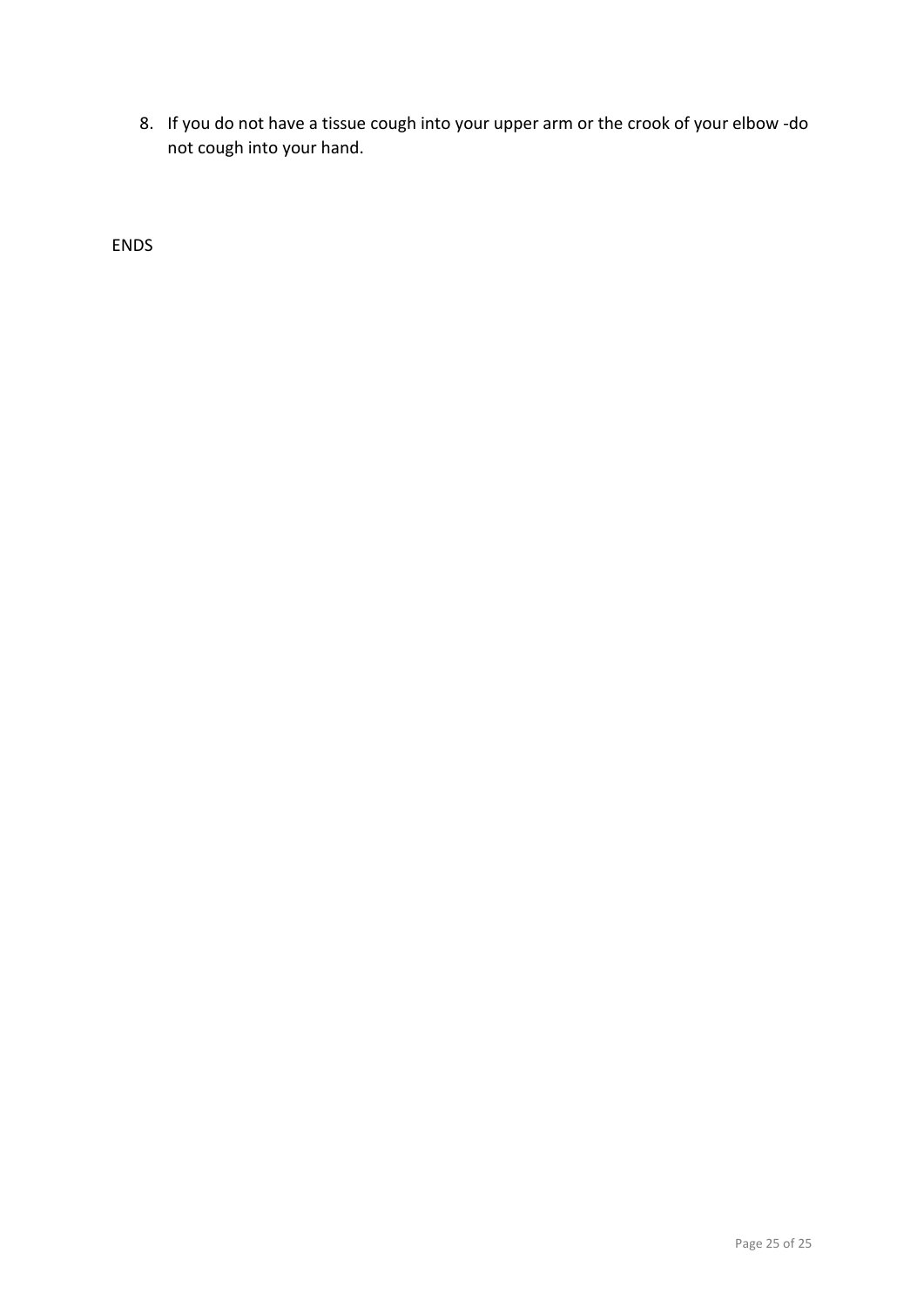8. If you do not have a tissue cough into your upper arm or the crook of your elbow -do not cough into your hand.

ENDS